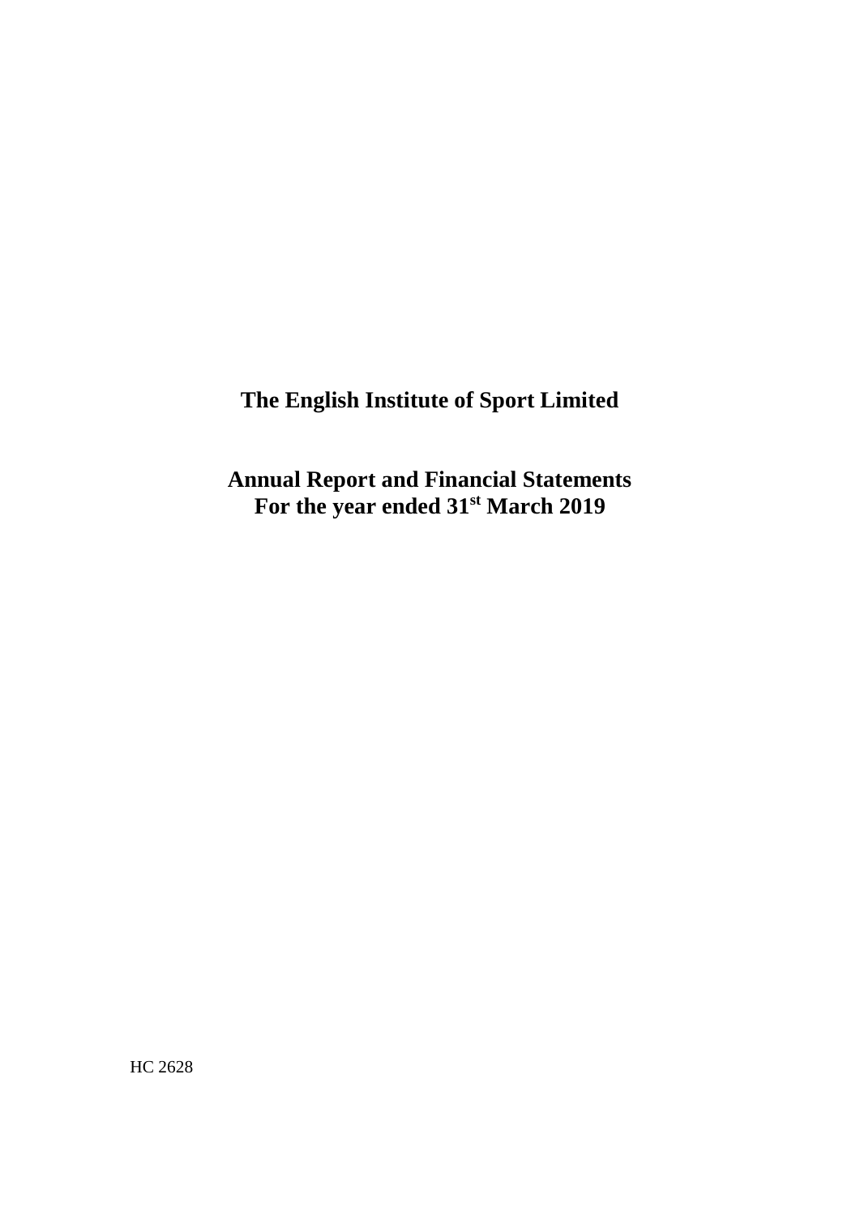# The English Institute of Sport Limited

## Annual Report and Financial Statements
## For the year ended 31st March 2019

HC 2628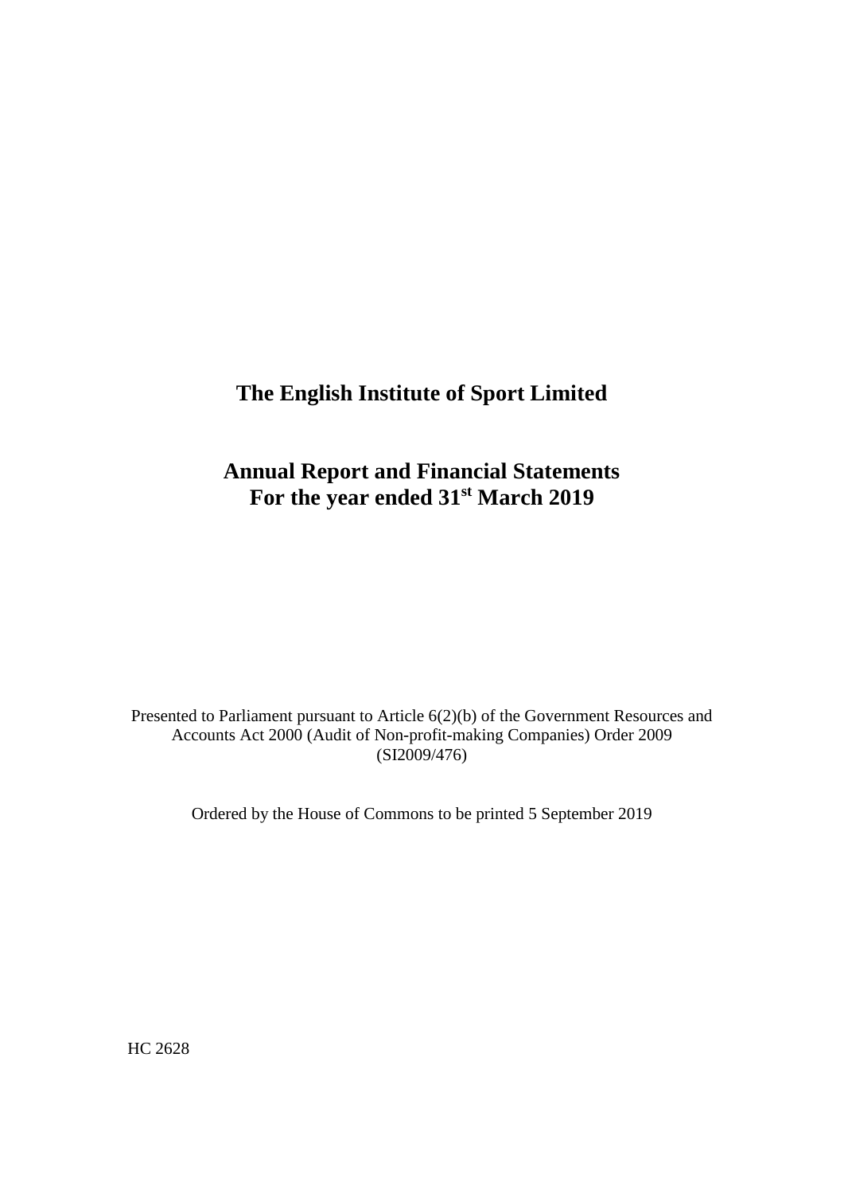# The English Institute of Sport Limited

## Annual Report and Financial Statements
## For the year ended 31st March 2019

Presented to Parliament pursuant to Article 6(2)(b) of the Government Resources and Accounts Act 2000 (Audit of Non-profit-making Companies) Order 2009 (SI2009/476)

Ordered by the House of Commons to be printed 5 September 2019

HC 2628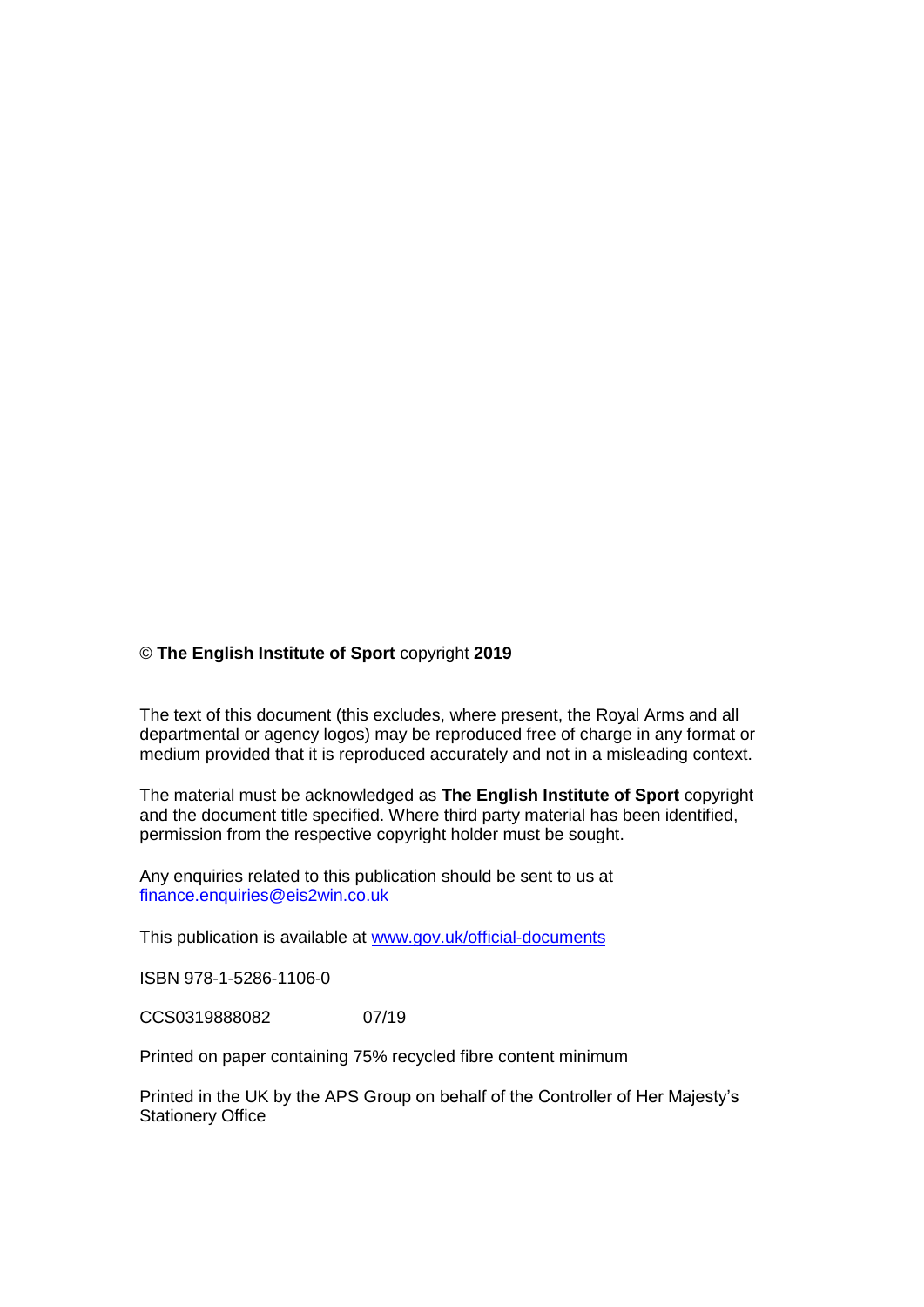© **The English Institute of Sport** copyright **2019**

The text of this document (this excludes, where present, the Royal Arms and all departmental or agency logos) may be reproduced free of charge in any format or medium provided that it is reproduced accurately and not in a misleading context.

The material must be acknowledged as **The English Institute of Sport** copyright and the document title specified. Where third party material has been identified, permission from the respective copyright holder must be sought.

Any enquiries related to this publication should be sent to us at finance.enquiries@eis2win.co.uk

This publication is available at www.gov.uk/official-documents

ISBN 978-1-5286-1106-0

CCS0319888082 07/19

Printed on paper containing 75% recycled fibre content minimum

Printed in the UK by the APS Group on behalf of the Controller of Her Majesty's Stationery Office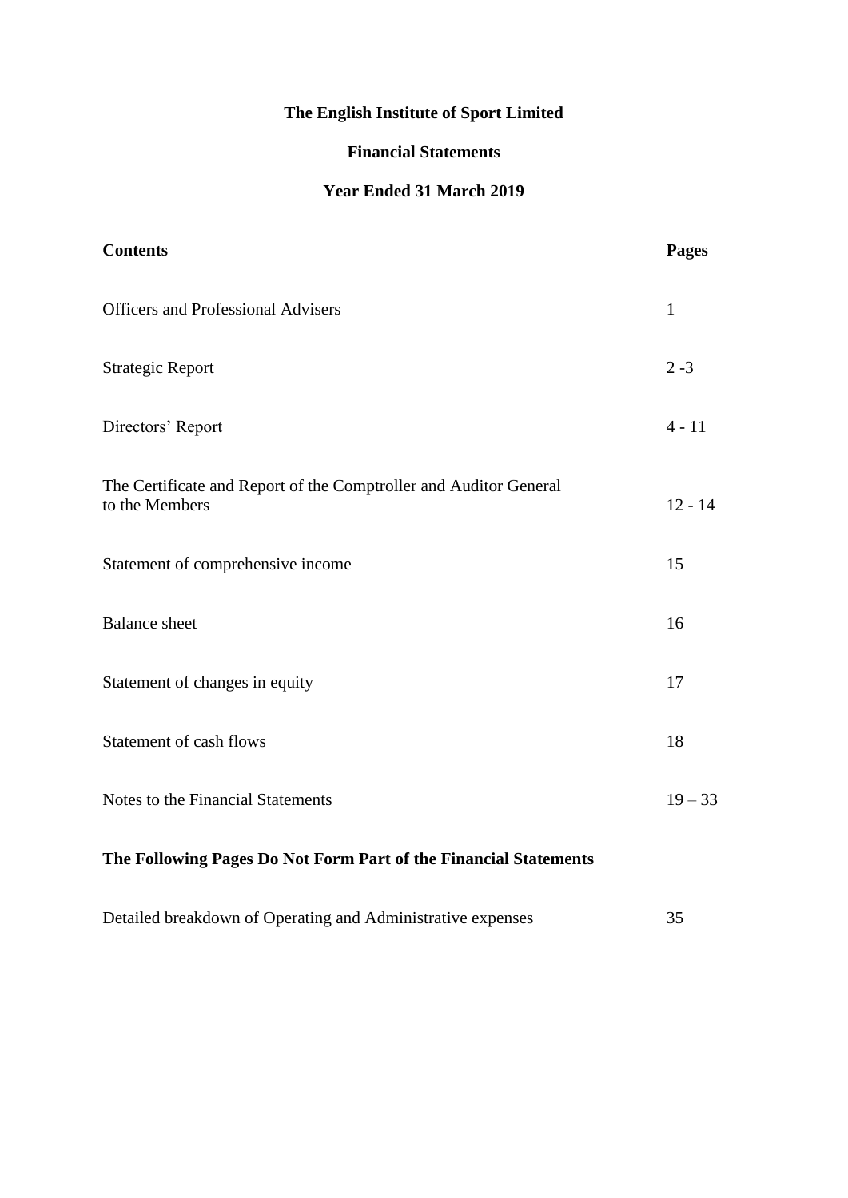# The English Institute of Sport Limited

## Financial Statements

## Year Ended 31 March 2019

| Contents | Pages |
|---|---|
| Officers and Professional Advisers | 1 |
| Strategic Report | 2 -3 |
| Directors' Report | 4 - 11 |
| The Certificate and Report of the Comptroller and Auditor General to the Members | 12 - 14 |
| Statement of comprehensive income | 15 |
| Balance sheet | 16 |
| Statement of changes in equity | 17 |
| Statement of cash flows | 18 |
| Notes to the Financial Statements | 19 – 33 |

**The Following Pages Do Not Form Part of the Financial Statements**

| | |
|---|---|
| Detailed breakdown of Operating and Administrative expenses | 35 |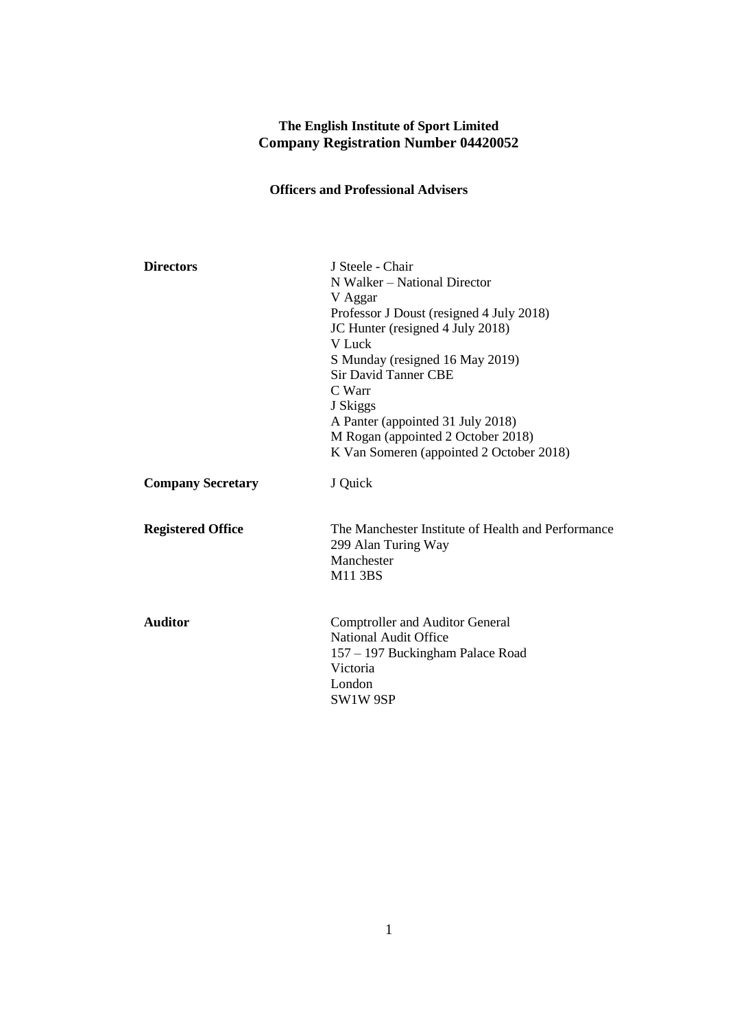**The English Institute of Sport Limited**
**Company Registration Number 04420052**

## Officers and Professional Advisers

| | |
|---|---|
| **Directors** | J Steele - Chair<br>N Walker – National Director<br>V Aggar<br>Professor J Doust (resigned 4 July 2018)<br>JC Hunter (resigned 4 July 2018)<br>V Luck<br>S Munday (resigned 16 May 2019)<br>Sir David Tanner CBE<br>C Warr<br>J Skiggs<br>A Panter (appointed 31 July 2018)<br>M Rogan (appointed 2 October 2018)<br>K Van Someren (appointed 2 October 2018) |
| **Company Secretary** | J Quick |
| **Registered Office** | The Manchester Institute of Health and Performance<br>299 Alan Turing Way<br>Manchester<br>M11 3BS |
| **Auditor** | Comptroller and Auditor General<br>National Audit Office<br>157 – 197 Buckingham Palace Road<br>Victoria<br>London<br>SW1W 9SP |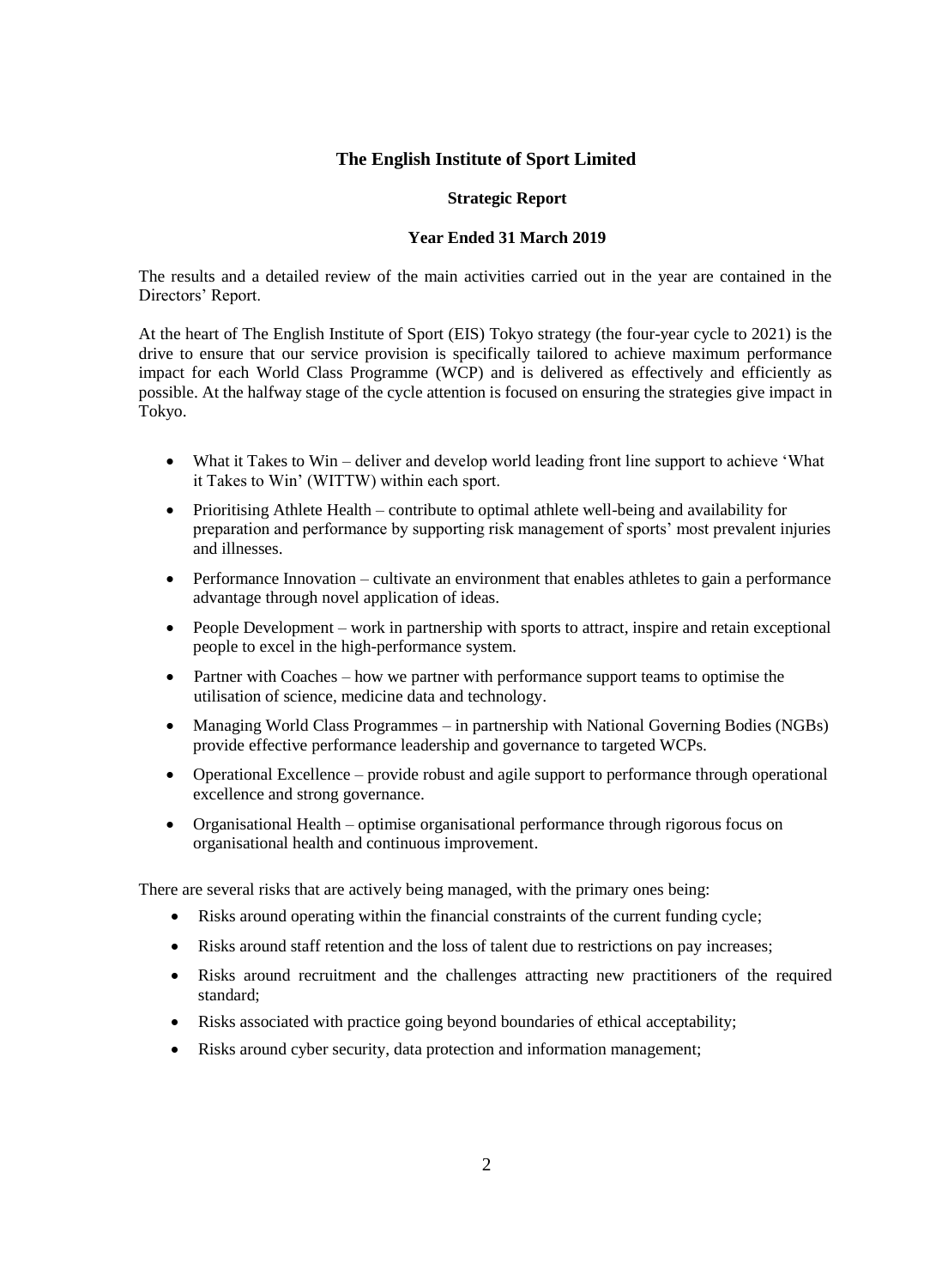# The English Institute of Sport Limited

## Strategic Report

### Year Ended 31 March 2019

The results and a detailed review of the main activities carried out in the year are contained in the Directors' Report.

At the heart of The English Institute of Sport (EIS) Tokyo strategy (the four-year cycle to 2021) is the drive to ensure that our service provision is specifically tailored to achieve maximum performance impact for each World Class Programme (WCP) and is delivered as effectively and efficiently as possible. At the halfway stage of the cycle attention is focused on ensuring the strategies give impact in Tokyo.

- What it Takes to Win – deliver and develop world leading front line support to achieve 'What it Takes to Win' (WITTW) within each sport.
- Prioritising Athlete Health – contribute to optimal athlete well-being and availability for preparation and performance by supporting risk management of sports' most prevalent injuries and illnesses.
- Performance Innovation – cultivate an environment that enables athletes to gain a performance advantage through novel application of ideas.
- People Development – work in partnership with sports to attract, inspire and retain exceptional people to excel in the high-performance system.
- Partner with Coaches – how we partner with performance support teams to optimise the utilisation of science, medicine data and technology.
- Managing World Class Programmes – in partnership with National Governing Bodies (NGBs) provide effective performance leadership and governance to targeted WCPs.
- Operational Excellence – provide robust and agile support to performance through operational excellence and strong governance.
- Organisational Health – optimise organisational performance through rigorous focus on organisational health and continuous improvement.

There are several risks that are actively being managed, with the primary ones being:

- Risks around operating within the financial constraints of the current funding cycle;
- Risks around staff retention and the loss of talent due to restrictions on pay increases;
- Risks around recruitment and the challenges attracting new practitioners of the required standard;
- Risks associated with practice going beyond boundaries of ethical acceptability;
- Risks around cyber security, data protection and information management;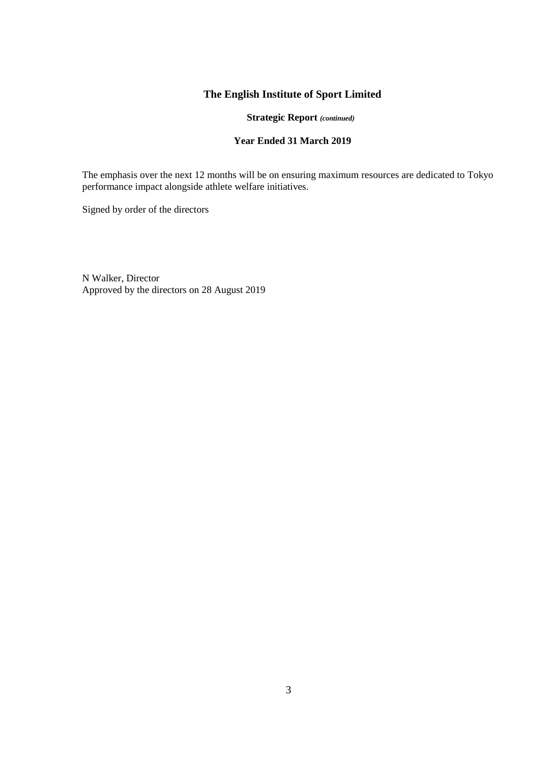# The English Institute of Sport Limited

## Strategic Report *(continued)*

## Year Ended 31 March 2019

The emphasis over the next 12 months will be on ensuring maximum resources are dedicated to Tokyo performance impact alongside athlete welfare initiatives.

Signed by order of the directors

N Walker, Director
Approved by the directors on 28 August 2019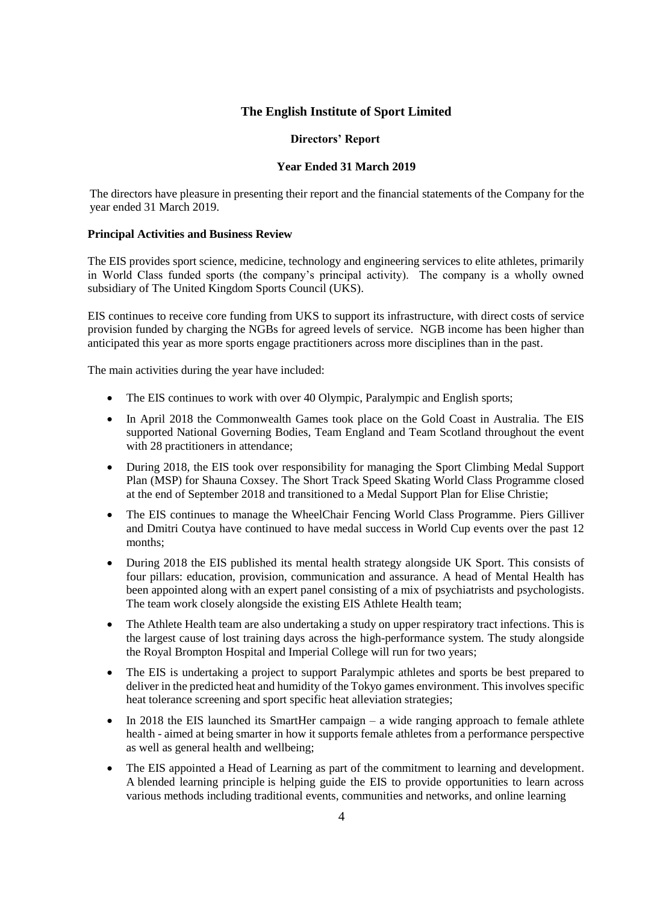# The English Institute of Sport Limited

## Directors' Report

### Year Ended 31 March 2019

The directors have pleasure in presenting their report and the financial statements of the Company for the year ended 31 March 2019.

**Principal Activities and Business Review**

The EIS provides sport science, medicine, technology and engineering services to elite athletes, primarily in World Class funded sports (the company's principal activity). The company is a wholly owned subsidiary of The United Kingdom Sports Council (UKS).

EIS continues to receive core funding from UKS to support its infrastructure, with direct costs of service provision funded by charging the NGBs for agreed levels of service. NGB income has been higher than anticipated this year as more sports engage practitioners across more disciplines than in the past.

The main activities during the year have included:

- The EIS continues to work with over 40 Olympic, Paralympic and English sports;
- In April 2018 the Commonwealth Games took place on the Gold Coast in Australia. The EIS supported National Governing Bodies, Team England and Team Scotland throughout the event with 28 practitioners in attendance;
- During 2018, the EIS took over responsibility for managing the Sport Climbing Medal Support Plan (MSP) for Shauna Coxsey. The Short Track Speed Skating World Class Programme closed at the end of September 2018 and transitioned to a Medal Support Plan for Elise Christie;
- The EIS continues to manage the WheelChair Fencing World Class Programme. Piers Gilliver and Dmitri Coutya have continued to have medal success in World Cup events over the past 12 months;
- During 2018 the EIS published its mental health strategy alongside UK Sport. This consists of four pillars: education, provision, communication and assurance. A head of Mental Health has been appointed along with an expert panel consisting of a mix of psychiatrists and psychologists. The team work closely alongside the existing EIS Athlete Health team;
- The Athlete Health team are also undertaking a study on upper respiratory tract infections. This is the largest cause of lost training days across the high-performance system. The study alongside the Royal Brompton Hospital and Imperial College will run for two years;
- The EIS is undertaking a project to support Paralympic athletes and sports be best prepared to deliver in the predicted heat and humidity of the Tokyo games environment. This involves specific heat tolerance screening and sport specific heat alleviation strategies;
- In 2018 the EIS launched its SmartHer campaign – a wide ranging approach to female athlete health - aimed at being smarter in how it supports female athletes from a performance perspective as well as general health and wellbeing;
- The EIS appointed a Head of Learning as part of the commitment to learning and development. A blended learning principle is helping guide the EIS to provide opportunities to learn across various methods including traditional events, communities and networks, and online learning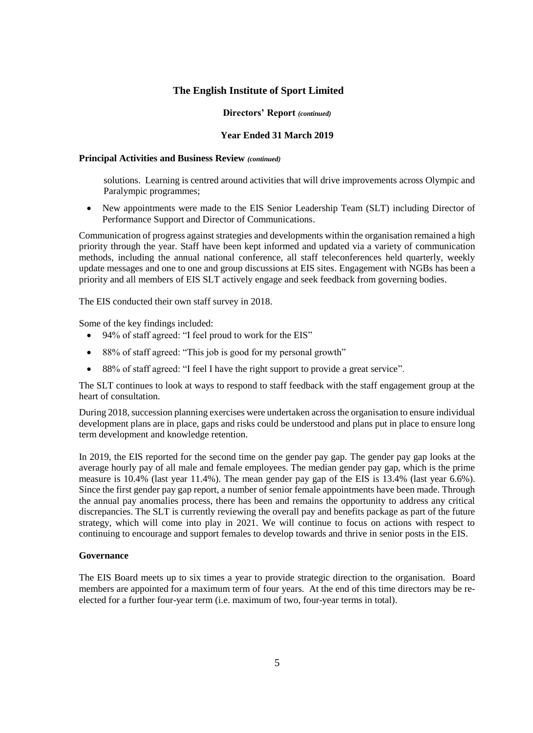**Principal Activities and Business Review** *(continued)*

solutions. Learning is centred around activities that will drive improvements across Olympic and Paralympic programmes;

- New appointments were made to the EIS Senior Leadership Team (SLT) including Director of Performance Support and Director of Communications.

Communication of progress against strategies and developments within the organisation remained a high priority through the year. Staff have been kept informed and updated via a variety of communication methods, including the annual national conference, all staff teleconferences held quarterly, weekly update messages and one to one and group discussions at EIS sites. Engagement with NGBs has been a priority and all members of EIS SLT actively engage and seek feedback from governing bodies.

The EIS conducted their own staff survey in 2018.

Some of the key findings included:

- 94% of staff agreed: "I feel proud to work for the EIS"
- 88% of staff agreed: "This job is good for my personal growth"
- 88% of staff agreed: "I feel I have the right support to provide a great service".

The SLT continues to look at ways to respond to staff feedback with the staff engagement group at the heart of consultation.

During 2018, succession planning exercises were undertaken across the organisation to ensure individual development plans are in place, gaps and risks could be understood and plans put in place to ensure long term development and knowledge retention.

In 2019, the EIS reported for the second time on the gender pay gap. The gender pay gap looks at the average hourly pay of all male and female employees. The median gender pay gap, which is the prime measure is 10.4% (last year 11.4%). The mean gender pay gap of the EIS is 13.4% (last year 6.6%). Since the first gender pay gap report, a number of senior female appointments have been made. Through the annual pay anomalies process, there has been and remains the opportunity to address any critical discrepancies. The SLT is currently reviewing the overall pay and benefits package as part of the future strategy, which will come into play in 2021. We will continue to focus on actions with respect to continuing to encourage and support females to develop towards and thrive in senior posts in the EIS.

**Governance**

The EIS Board meets up to six times a year to provide strategic direction to the organisation. Board members are appointed for a maximum term of four years. At the end of this time directors may be re-elected for a further four-year term (i.e. maximum of two, four-year terms in total).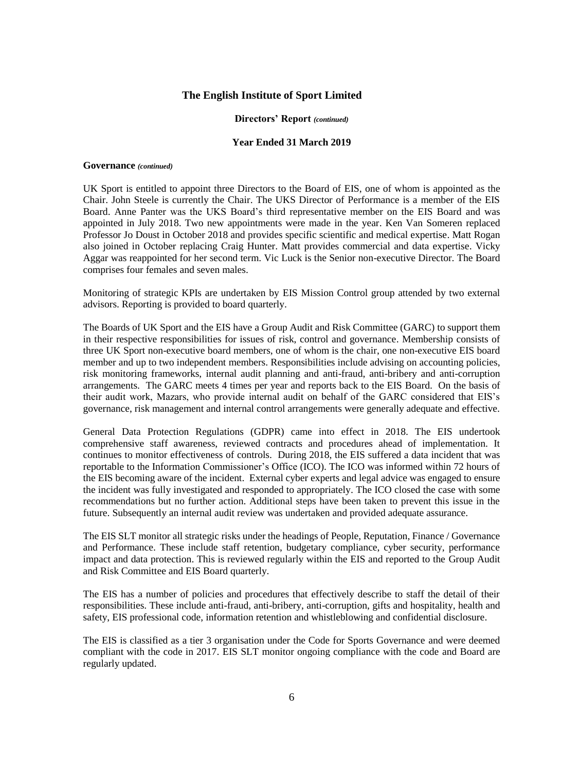# The English Institute of Sport Limited

**Directors' Report** *(continued)*

**Year Ended 31 March 2019**

**Governance** *(continued)*

UK Sport is entitled to appoint three Directors to the Board of EIS, one of whom is appointed as the Chair. John Steele is currently the Chair. The UKS Director of Performance is a member of the EIS Board. Anne Panter was the UKS Board's third representative member on the EIS Board and was appointed in July 2018. Two new appointments were made in the year. Ken Van Someren replaced Professor Jo Doust in October 2018 and provides specific scientific and medical expertise. Matt Rogan also joined in October replacing Craig Hunter. Matt provides commercial and data expertise. Vicky Aggar was reappointed for her second term. Vic Luck is the Senior non-executive Director. The Board comprises four females and seven males.

Monitoring of strategic KPIs are undertaken by EIS Mission Control group attended by two external advisors. Reporting is provided to board quarterly.

The Boards of UK Sport and the EIS have a Group Audit and Risk Committee (GARC) to support them in their respective responsibilities for issues of risk, control and governance. Membership consists of three UK Sport non-executive board members, one of whom is the chair, one non-executive EIS board member and up to two independent members. Responsibilities include advising on accounting policies, risk monitoring frameworks, internal audit planning and anti-fraud, anti-bribery and anti-corruption arrangements. The GARC meets 4 times per year and reports back to the EIS Board. On the basis of their audit work, Mazars, who provide internal audit on behalf of the GARC considered that EIS's governance, risk management and internal control arrangements were generally adequate and effective.

General Data Protection Regulations (GDPR) came into effect in 2018. The EIS undertook comprehensive staff awareness, reviewed contracts and procedures ahead of implementation. It continues to monitor effectiveness of controls. During 2018, the EIS suffered a data incident that was reportable to the Information Commissioner's Office (ICO). The ICO was informed within 72 hours of the EIS becoming aware of the incident. External cyber experts and legal advice was engaged to ensure the incident was fully investigated and responded to appropriately. The ICO closed the case with some recommendations but no further action. Additional steps have been taken to prevent this issue in the future. Subsequently an internal audit review was undertaken and provided adequate assurance.

The EIS SLT monitor all strategic risks under the headings of People, Reputation, Finance / Governance and Performance. These include staff retention, budgetary compliance, cyber security, performance impact and data protection. This is reviewed regularly within the EIS and reported to the Group Audit and Risk Committee and EIS Board quarterly.

The EIS has a number of policies and procedures that effectively describe to staff the detail of their responsibilities. These include anti-fraud, anti-bribery, anti-corruption, gifts and hospitality, health and safety, EIS professional code, information retention and whistleblowing and confidential disclosure.

The EIS is classified as a tier 3 organisation under the Code for Sports Governance and were deemed compliant with the code in 2017. EIS SLT monitor ongoing compliance with the code and Board are regularly updated.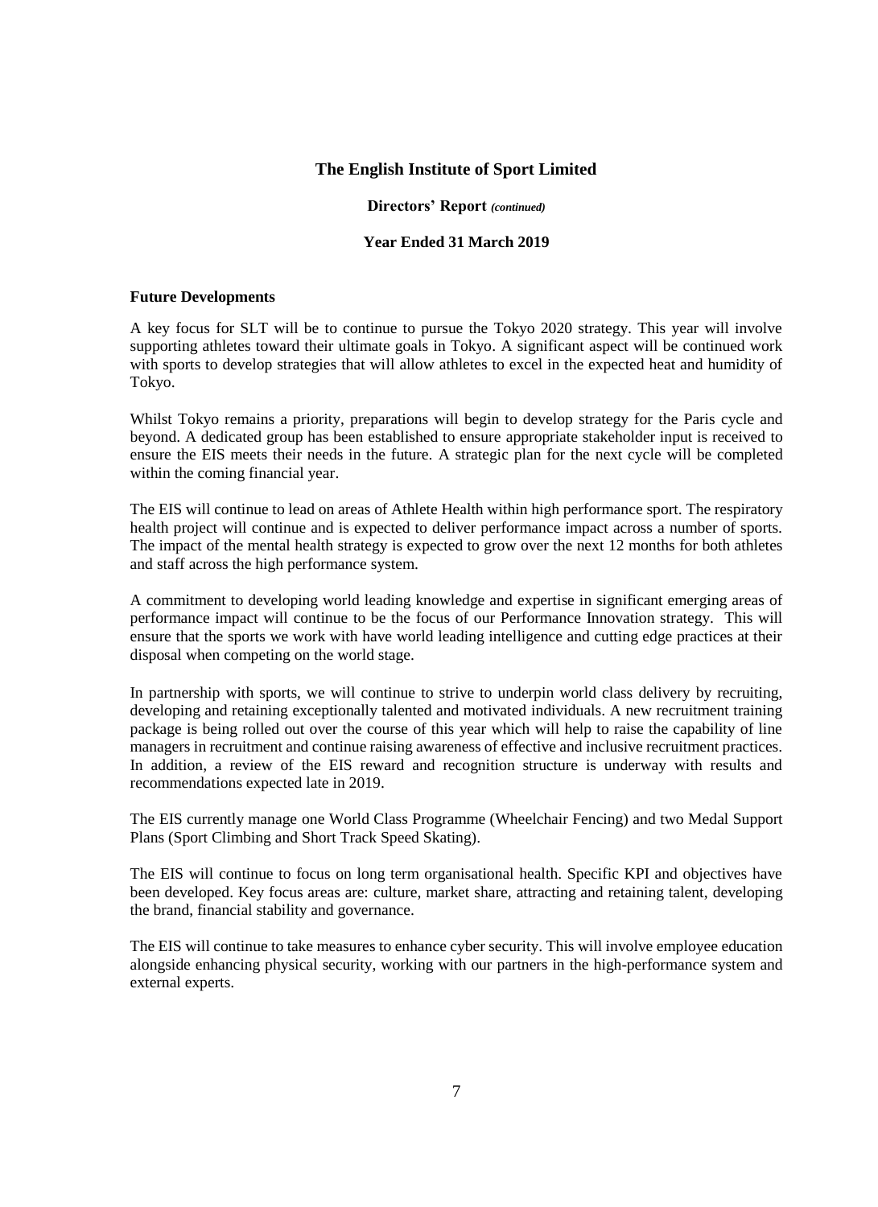# The English Institute of Sport Limited

**Directors' Report** *(continued)*

**Year Ended 31 March 2019**

**Future Developments**

A key focus for SLT will be to continue to pursue the Tokyo 2020 strategy. This year will involve supporting athletes toward their ultimate goals in Tokyo. A significant aspect will be continued work with sports to develop strategies that will allow athletes to excel in the expected heat and humidity of Tokyo.

Whilst Tokyo remains a priority, preparations will begin to develop strategy for the Paris cycle and beyond. A dedicated group has been established to ensure appropriate stakeholder input is received to ensure the EIS meets their needs in the future. A strategic plan for the next cycle will be completed within the coming financial year.

The EIS will continue to lead on areas of Athlete Health within high performance sport. The respiratory health project will continue and is expected to deliver performance impact across a number of sports. The impact of the mental health strategy is expected to grow over the next 12 months for both athletes and staff across the high performance system.

A commitment to developing world leading knowledge and expertise in significant emerging areas of performance impact will continue to be the focus of our Performance Innovation strategy. This will ensure that the sports we work with have world leading intelligence and cutting edge practices at their disposal when competing on the world stage.

In partnership with sports, we will continue to strive to underpin world class delivery by recruiting, developing and retaining exceptionally talented and motivated individuals. A new recruitment training package is being rolled out over the course of this year which will help to raise the capability of line managers in recruitment and continue raising awareness of effective and inclusive recruitment practices. In addition, a review of the EIS reward and recognition structure is underway with results and recommendations expected late in 2019.

The EIS currently manage one World Class Programme (Wheelchair Fencing) and two Medal Support Plans (Sport Climbing and Short Track Speed Skating).

The EIS will continue to focus on long term organisational health. Specific KPI and objectives have been developed. Key focus areas are: culture, market share, attracting and retaining talent, developing the brand, financial stability and governance.

The EIS will continue to take measures to enhance cyber security. This will involve employee education alongside enhancing physical security, working with our partners in the high-performance system and external experts.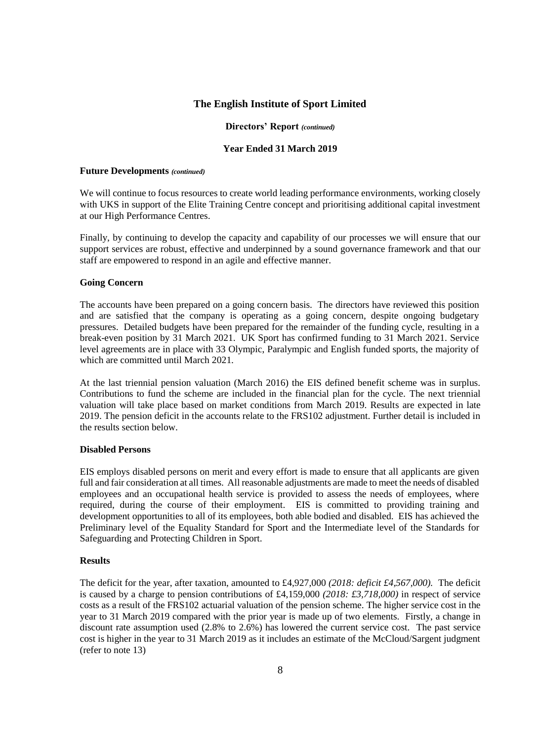# The English Institute of Sport Limited

**Directors' Report** *(continued)*

**Year Ended 31 March 2019**

**Future Developments** *(continued)*

We will continue to focus resources to create world leading performance environments, working closely with UKS in support of the Elite Training Centre concept and prioritising additional capital investment at our High Performance Centres.

Finally, by continuing to develop the capacity and capability of our processes we will ensure that our support services are robust, effective and underpinned by a sound governance framework and that our staff are empowered to respond in an agile and effective manner.

## Going Concern

The accounts have been prepared on a going concern basis. The directors have reviewed this position and are satisfied that the company is operating as a going concern, despite ongoing budgetary pressures. Detailed budgets have been prepared for the remainder of the funding cycle, resulting in a break-even position by 31 March 2021. UK Sport has confirmed funding to 31 March 2021. Service level agreements are in place with 33 Olympic, Paralympic and English funded sports, the majority of which are committed until March 2021.

At the last triennial pension valuation (March 2016) the EIS defined benefit scheme was in surplus. Contributions to fund the scheme are included in the financial plan for the cycle. The next triennial valuation will take place based on market conditions from March 2019. Results are expected in late 2019. The pension deficit in the accounts relate to the FRS102 adjustment. Further detail is included in the results section below.

## Disabled Persons

EIS employs disabled persons on merit and every effort is made to ensure that all applicants are given full and fair consideration at all times. All reasonable adjustments are made to meet the needs of disabled employees and an occupational health service is provided to assess the needs of employees, where required, during the course of their employment. EIS is committed to providing training and development opportunities to all of its employees, both able bodied and disabled. EIS has achieved the Preliminary level of the Equality Standard for Sport and the Intermediate level of the Standards for Safeguarding and Protecting Children in Sport.

## Results

The deficit for the year, after taxation, amounted to £4,927,000 *(2018: deficit £4,567,000).* The deficit is caused by a charge to pension contributions of £4,159,000 *(2018: £3,718,000)* in respect of service costs as a result of the FRS102 actuarial valuation of the pension scheme. The higher service cost in the year to 31 March 2019 compared with the prior year is made up of two elements. Firstly, a change in discount rate assumption used (2.8% to 2.6%) has lowered the current service cost. The past service cost is higher in the year to 31 March 2019 as it includes an estimate of the McCloud/Sargent judgment (refer to note 13)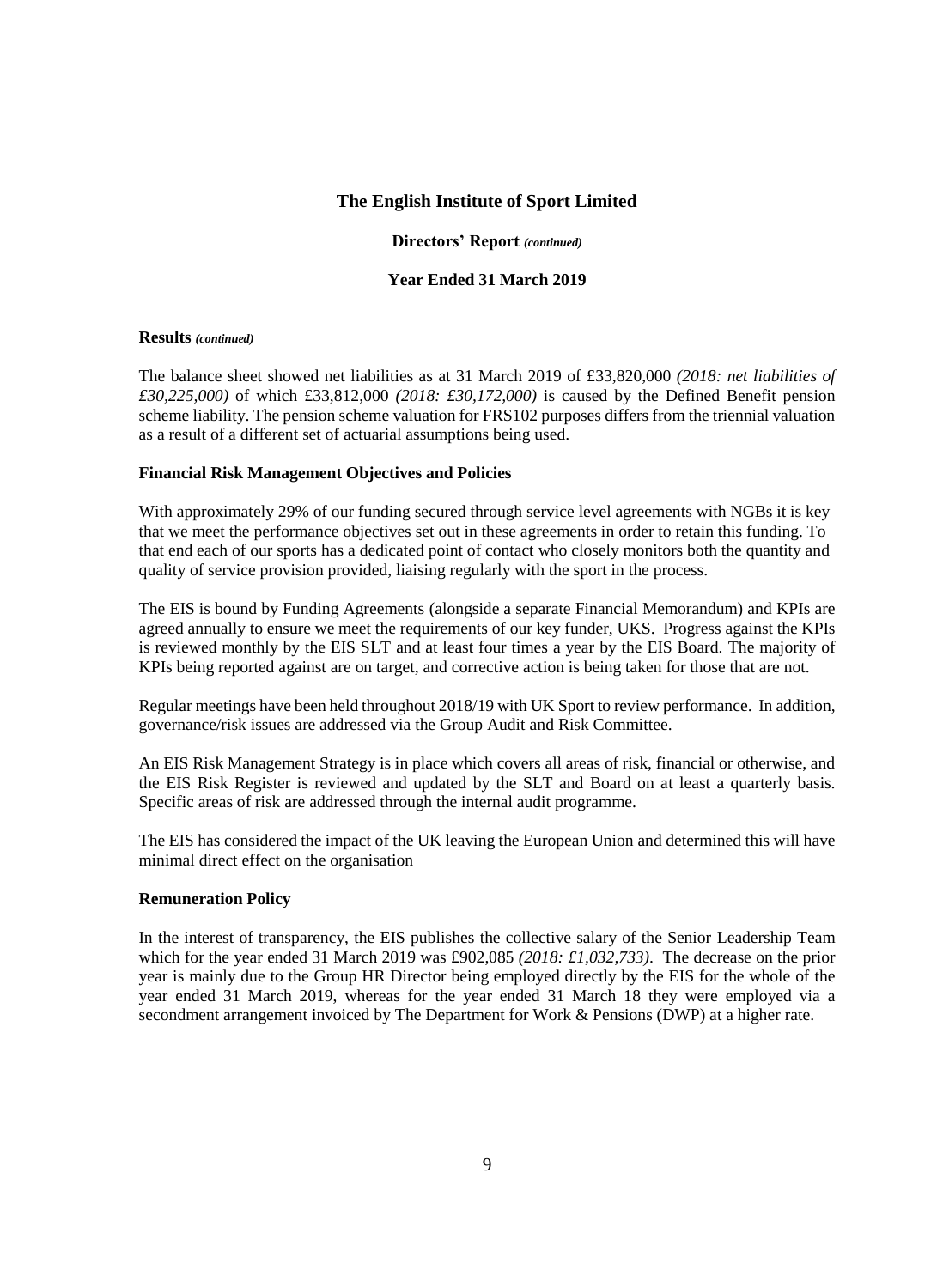## Results *(continued)*

The balance sheet showed net liabilities as at 31 March 2019 of £33,820,000 *(2018: net liabilities of £30,225,000)* of which £33,812,000 *(2018: £30,172,000)* is caused by the Defined Benefit pension scheme liability. The pension scheme valuation for FRS102 purposes differs from the triennial valuation as a result of a different set of actuarial assumptions being used.

## Financial Risk Management Objectives and Policies

With approximately 29% of our funding secured through service level agreements with NGBs it is key that we meet the performance objectives set out in these agreements in order to retain this funding. To that end each of our sports has a dedicated point of contact who closely monitors both the quantity and quality of service provision provided, liaising regularly with the sport in the process.

The EIS is bound by Funding Agreements (alongside a separate Financial Memorandum) and KPIs are agreed annually to ensure we meet the requirements of our key funder, UKS. Progress against the KPIs is reviewed monthly by the EIS SLT and at least four times a year by the EIS Board. The majority of KPIs being reported against are on target, and corrective action is being taken for those that are not.

Regular meetings have been held throughout 2018/19 with UK Sport to review performance. In addition, governance/risk issues are addressed via the Group Audit and Risk Committee.

An EIS Risk Management Strategy is in place which covers all areas of risk, financial or otherwise, and the EIS Risk Register is reviewed and updated by the SLT and Board on at least a quarterly basis. Specific areas of risk are addressed through the internal audit programme.

The EIS has considered the impact of the UK leaving the European Union and determined this will have minimal direct effect on the organisation

## Remuneration Policy

In the interest of transparency, the EIS publishes the collective salary of the Senior Leadership Team which for the year ended 31 March 2019 was £902,085 *(2018: £1,032,733)*. The decrease on the prior year is mainly due to the Group HR Director being employed directly by the EIS for the whole of the year ended 31 March 2019, whereas for the year ended 31 March 18 they were employed via a secondment arrangement invoiced by The Department for Work & Pensions (DWP) at a higher rate.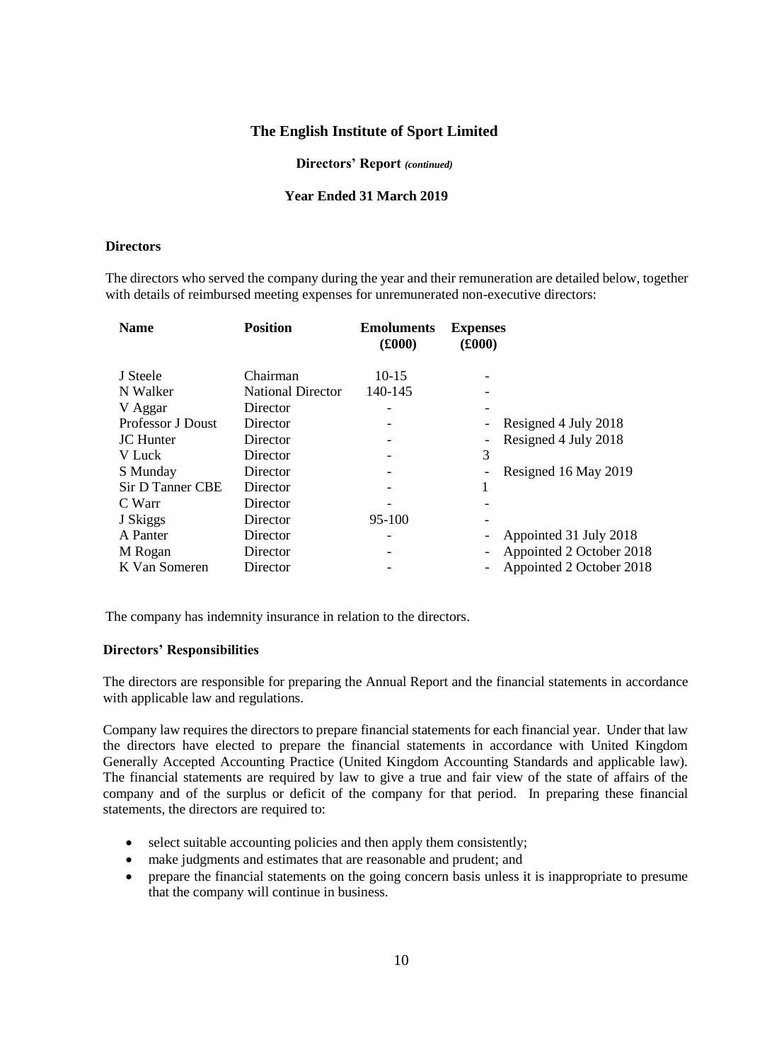# The English Institute of Sport Limited

**Directors' Report** *(continued)*

**Year Ended 31 March 2019**

### Directors

The directors who served the company during the year and their remuneration are detailed below, together with details of reimbursed meeting expenses for unremunerated non-executive directors:

| Name | Position | Emoluments (£000) | Expenses (£000) | |
|---|---|---|---|---|
| J Steele | Chairman | 10-15 | - | |
| N Walker | National Director | 140-145 | - | |
| V Aggar | Director | - | - | |
| Professor J Doust | Director | - | - | Resigned 4 July 2018 |
| JC Hunter | Director | - | - | Resigned 4 July 2018 |
| V Luck | Director | - | 3 | |
| S Munday | Director | - | - | Resigned 16 May 2019 |
| Sir D Tanner CBE | Director | - | 1 | |
| C Warr | Director | - | - | |
| J Skiggs | Director | 95-100 | - | |
| A Panter | Director | - | - | Appointed 31 July 2018 |
| M Rogan | Director | - | - | Appointed 2 October 2018 |
| K Van Someren | Director | - | - | Appointed 2 October 2018 |

The company has indemnity insurance in relation to the directors.

### Directors' Responsibilities

The directors are responsible for preparing the Annual Report and the financial statements in accordance with applicable law and regulations.

Company law requires the directors to prepare financial statements for each financial year. Under that law the directors have elected to prepare the financial statements in accordance with United Kingdom Generally Accepted Accounting Practice (United Kingdom Accounting Standards and applicable law). The financial statements are required by law to give a true and fair view of the state of affairs of the company and of the surplus or deficit of the company for that period. In preparing these financial statements, the directors are required to:

- select suitable accounting policies and then apply them consistently;
- make judgments and estimates that are reasonable and prudent; and
- prepare the financial statements on the going concern basis unless it is inappropriate to presume that the company will continue in business.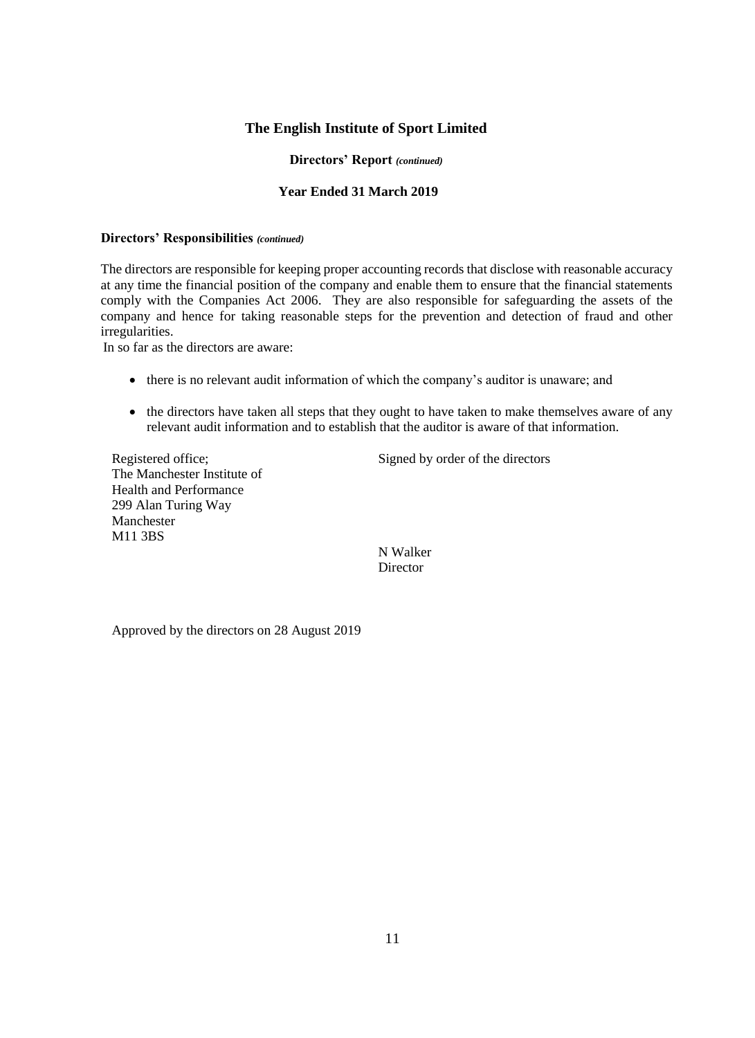# The English Institute of Sport Limited

## Directors' Report *(continued)*

## Year Ended 31 March 2019

### Directors' Responsibilities *(continued)*

The directors are responsible for keeping proper accounting records that disclose with reasonable accuracy at any time the financial position of the company and enable them to ensure that the financial statements comply with the Companies Act 2006. They are also responsible for safeguarding the assets of the company and hence for taking reasonable steps for the prevention and detection of fraud and other irregularities.

In so far as the directors are aware:

- there is no relevant audit information of which the company's auditor is unaware; and
- the directors have taken all steps that they ought to have taken to make themselves aware of any relevant audit information and to establish that the auditor is aware of that information.

Registered office;
The Manchester Institute of
Health and Performance
299 Alan Turing Way
Manchester
M11 3BS

Signed by order of the directors

N Walker
Director

Approved by the directors on 28 August 2019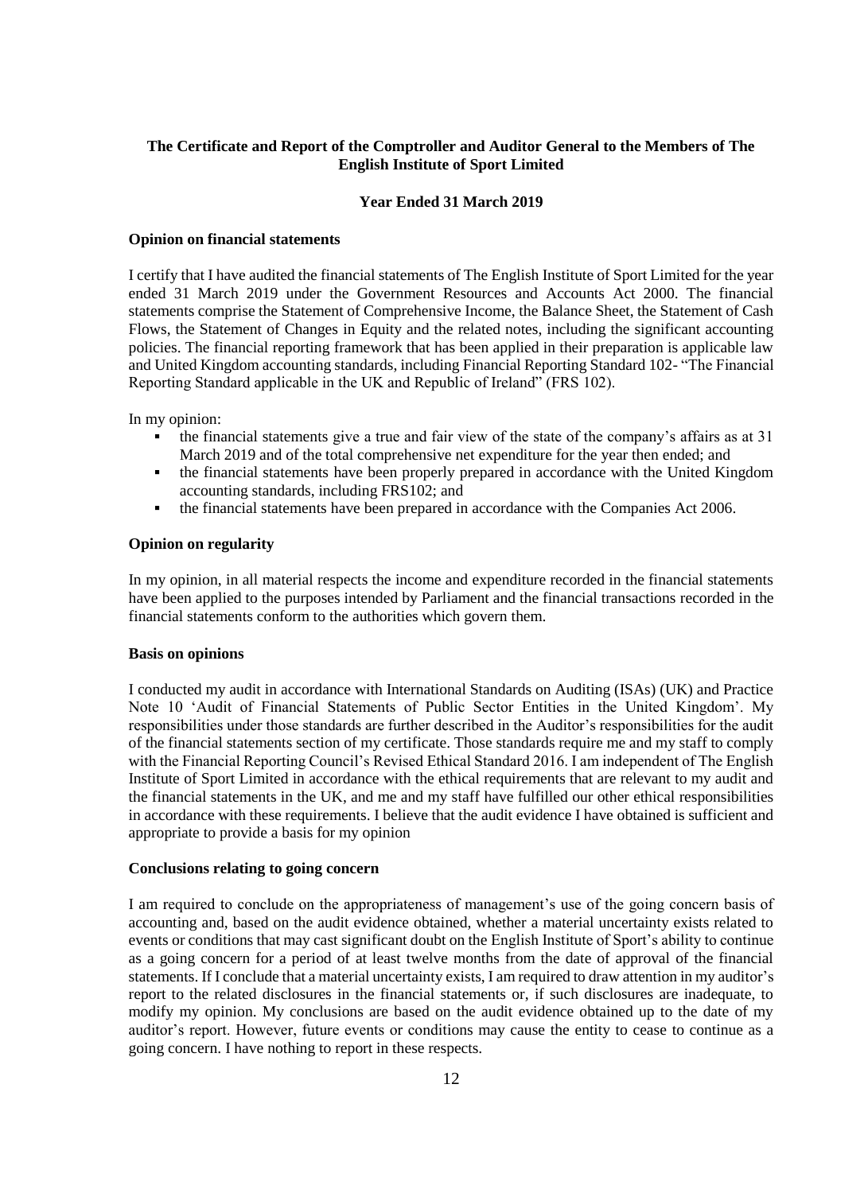**The Certificate and Report of the Comptroller and Auditor General to the Members of The English Institute of Sport Limited**

**Year Ended 31 March 2019**

**Opinion on financial statements**

I certify that I have audited the financial statements of The English Institute of Sport Limited for the year ended 31 March 2019 under the Government Resources and Accounts Act 2000. The financial statements comprise the Statement of Comprehensive Income, the Balance Sheet, the Statement of Cash Flows, the Statement of Changes in Equity and the related notes, including the significant accounting policies. The financial reporting framework that has been applied in their preparation is applicable law and United Kingdom accounting standards, including Financial Reporting Standard 102- "The Financial Reporting Standard applicable in the UK and Republic of Ireland" (FRS 102).

In my opinion:

- the financial statements give a true and fair view of the state of the company's affairs as at 31 March 2019 and of the total comprehensive net expenditure for the year then ended; and
- the financial statements have been properly prepared in accordance with the United Kingdom accounting standards, including FRS102; and
- the financial statements have been prepared in accordance with the Companies Act 2006.

**Opinion on regularity**

In my opinion, in all material respects the income and expenditure recorded in the financial statements have been applied to the purposes intended by Parliament and the financial transactions recorded in the financial statements conform to the authorities which govern them.

**Basis on opinions**

I conducted my audit in accordance with International Standards on Auditing (ISAs) (UK) and Practice Note 10 'Audit of Financial Statements of Public Sector Entities in the United Kingdom'. My responsibilities under those standards are further described in the Auditor's responsibilities for the audit of the financial statements section of my certificate. Those standards require me and my staff to comply with the Financial Reporting Council's Revised Ethical Standard 2016. I am independent of The English Institute of Sport Limited in accordance with the ethical requirements that are relevant to my audit and the financial statements in the UK, and me and my staff have fulfilled our other ethical responsibilities in accordance with these requirements. I believe that the audit evidence I have obtained is sufficient and appropriate to provide a basis for my opinion

**Conclusions relating to going concern**

I am required to conclude on the appropriateness of management's use of the going concern basis of accounting and, based on the audit evidence obtained, whether a material uncertainty exists related to events or conditions that may cast significant doubt on the English Institute of Sport's ability to continue as a going concern for a period of at least twelve months from the date of approval of the financial statements. If I conclude that a material uncertainty exists, I am required to draw attention in my auditor's report to the related disclosures in the financial statements or, if such disclosures are inadequate, to modify my opinion. My conclusions are based on the audit evidence obtained up to the date of my auditor's report. However, future events or conditions may cause the entity to cease to continue as a going concern. I have nothing to report in these respects.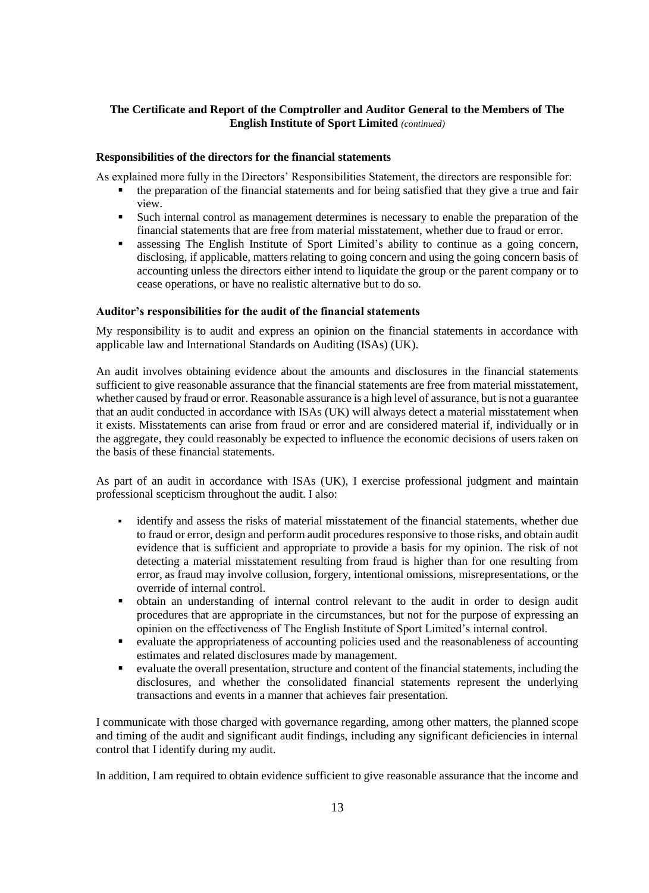**The Certificate and Report of the Comptroller and Auditor General to the Members of The English Institute of Sport Limited** *(continued)*

**Responsibilities of the directors for the financial statements**

As explained more fully in the Directors' Responsibilities Statement, the directors are responsible for:

- the preparation of the financial statements and for being satisfied that they give a true and fair view.
- Such internal control as management determines is necessary to enable the preparation of the financial statements that are free from material misstatement, whether due to fraud or error.
- assessing The English Institute of Sport Limited's ability to continue as a going concern, disclosing, if applicable, matters relating to going concern and using the going concern basis of accounting unless the directors either intend to liquidate the group or the parent company or to cease operations, or have no realistic alternative but to do so.

**Auditor's responsibilities for the audit of the financial statements**

My responsibility is to audit and express an opinion on the financial statements in accordance with applicable law and International Standards on Auditing (ISAs) (UK).

An audit involves obtaining evidence about the amounts and disclosures in the financial statements sufficient to give reasonable assurance that the financial statements are free from material misstatement, whether caused by fraud or error. Reasonable assurance is a high level of assurance, but is not a guarantee that an audit conducted in accordance with ISAs (UK) will always detect a material misstatement when it exists. Misstatements can arise from fraud or error and are considered material if, individually or in the aggregate, they could reasonably be expected to influence the economic decisions of users taken on the basis of these financial statements.

As part of an audit in accordance with ISAs (UK), I exercise professional judgment and maintain professional scepticism throughout the audit. I also:

- identify and assess the risks of material misstatement of the financial statements, whether due to fraud or error, design and perform audit procedures responsive to those risks, and obtain audit evidence that is sufficient and appropriate to provide a basis for my opinion. The risk of not detecting a material misstatement resulting from fraud is higher than for one resulting from error, as fraud may involve collusion, forgery, intentional omissions, misrepresentations, or the override of internal control.
- obtain an understanding of internal control relevant to the audit in order to design audit procedures that are appropriate in the circumstances, but not for the purpose of expressing an opinion on the effectiveness of The English Institute of Sport Limited's internal control.
- evaluate the appropriateness of accounting policies used and the reasonableness of accounting estimates and related disclosures made by management.
- evaluate the overall presentation, structure and content of the financial statements, including the disclosures, and whether the consolidated financial statements represent the underlying transactions and events in a manner that achieves fair presentation.

I communicate with those charged with governance regarding, among other matters, the planned scope and timing of the audit and significant audit findings, including any significant deficiencies in internal control that I identify during my audit.

In addition, I am required to obtain evidence sufficient to give reasonable assurance that the income and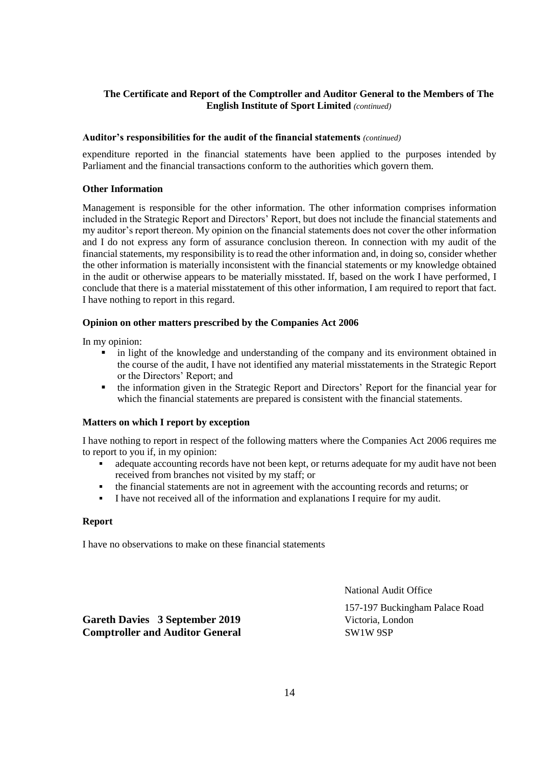## The Certificate and Report of the Comptroller and Auditor General to the Members of The English Institute of Sport Limited *(continued)*

### Auditor's responsibilities for the audit of the financial statements *(continued)*

expenditure reported in the financial statements have been applied to the purposes intended by Parliament and the financial transactions conform to the authorities which govern them.

### Other Information

Management is responsible for the other information. The other information comprises information included in the Strategic Report and Directors' Report, but does not include the financial statements and my auditor's report thereon. My opinion on the financial statements does not cover the other information and I do not express any form of assurance conclusion thereon. In connection with my audit of the financial statements, my responsibility is to read the other information and, in doing so, consider whether the other information is materially inconsistent with the financial statements or my knowledge obtained in the audit or otherwise appears to be materially misstated. If, based on the work I have performed, I conclude that there is a material misstatement of this other information, I am required to report that fact. I have nothing to report in this regard.

### Opinion on other matters prescribed by the Companies Act 2006

In my opinion:

- in light of the knowledge and understanding of the company and its environment obtained in the course of the audit, I have not identified any material misstatements in the Strategic Report or the Directors' Report; and
- the information given in the Strategic Report and Directors' Report for the financial year for which the financial statements are prepared is consistent with the financial statements.

### Matters on which I report by exception

I have nothing to report in respect of the following matters where the Companies Act 2006 requires me to report to you if, in my opinion:

- adequate accounting records have not been kept, or returns adequate for my audit have not been received from branches not visited by my staff; or
- the financial statements are not in agreement with the accounting records and returns; or
- I have not received all of the information and explanations I require for my audit.

### Report

I have no observations to make on these financial statements

**Gareth Davies 3 September 2019**
**Comptroller and Auditor General**

National Audit Office
157-197 Buckingham Palace Road
Victoria, London
SW1W 9SP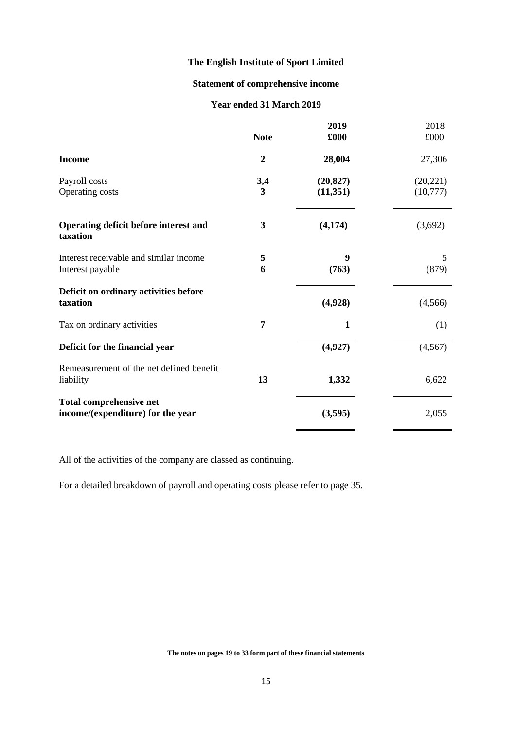# The English Institute of Sport Limited

## Statement of comprehensive income

### Year ended 31 March 2019

| | Note | 2019 £000 | 2018 £000 |
|---|---|---|---|
| **Income** | **2** | **28,004** | 27,306 |
| Payroll costs | **3,4** | **(20,827)** | (20,221) |
| Operating costs | **3** | **(11,351)** | (10,777) |
| **Operating deficit before interest and taxation** | **3** | **(4,174)** | (3,692) |
| Interest receivable and similar income | **5** | **9** | 5 |
| Interest payable | **6** | **(763)** | (879) |
| **Deficit on ordinary activities before taxation** | | **(4,928)** | (4,566) |
| Tax on ordinary activities | **7** | **1** | (1) |
| **Deficit for the financial year** | | **(4,927)** | (4,567) |
| Remeasurement of the net defined benefit liability | **13** | **1,332** | 6,622 |
| **Total comprehensive net income/(expenditure) for the year** | | **(3,595)** | 2,055 |

All of the activities of the company are classed as continuing.

For a detailed breakdown of payroll and operating costs please refer to page 35.

**The notes on pages 19 to 33 form part of these financial statements**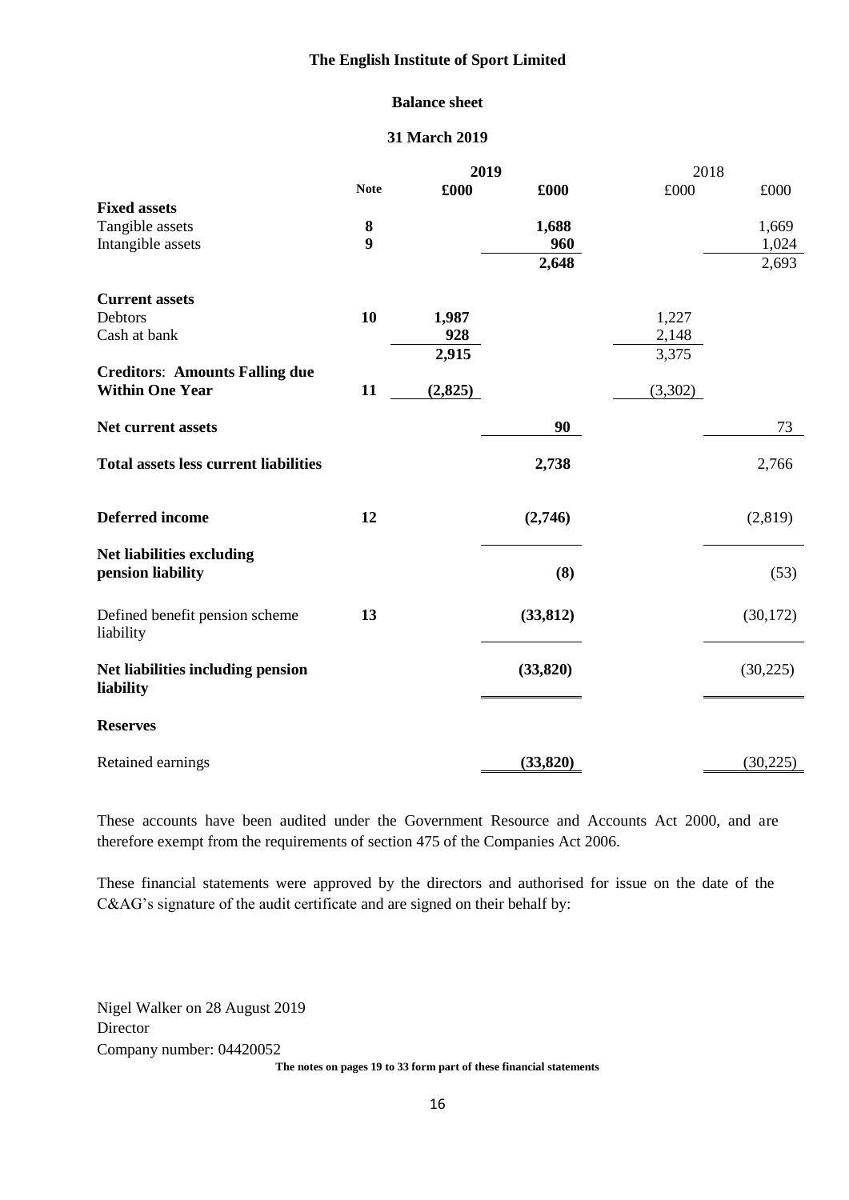**The English Institute of Sport Limited**

**Balance sheet**

**31 March 2019**

| | Note | 2019 £000 | 2019 £000 | 2018 £000 | 2018 £000 |
|---|---|---|---|---|---|
| **Fixed assets** | | | | | |
| Tangible assets | **8** | | **1,688** | | 1,669 |
| Intangible assets | **9** | | **960** | | 1,024 |
| | | | **2,648** | | 2,693 |
| **Current assets** | | | | | |
| Debtors | **10** | **1,987** | | 1,227 | |
| Cash at bank | | **928** | | 2,148 | |
| | | **2,915** | | 3,375 | |
| **Creditors: Amounts Falling due Within One Year** | **11** | **(2,825)** | | (3,302) | |
| **Net current assets** | | | **90** | | 73 |
| **Total assets less current liabilities** | | | **2,738** | | 2,766 |
| **Deferred income** | **12** | | **(2,746)** | | (2,819) |
| **Net liabilities excluding pension liability** | | | **(8)** | | (53) |
| Defined benefit pension scheme liability | **13** | | **(33,812)** | | (30,172) |
| **Net liabilities including pension liability** | | | **(33,820)** | | (30,225) |
| **Reserves** | | | | | |
| Retained earnings | | | **(33,820)** | | (30,225) |

These accounts have been audited under the Government Resource and Accounts Act 2000, and are therefore exempt from the requirements of section 475 of the Companies Act 2006.

These financial statements were approved by the directors and authorised for issue on the date of the C&AG's signature of the audit certificate and are signed on their behalf by:

Nigel Walker on 28 August 2019
Director
Company number: 04420052

**The notes on pages 19 to 33 form part of these financial statements**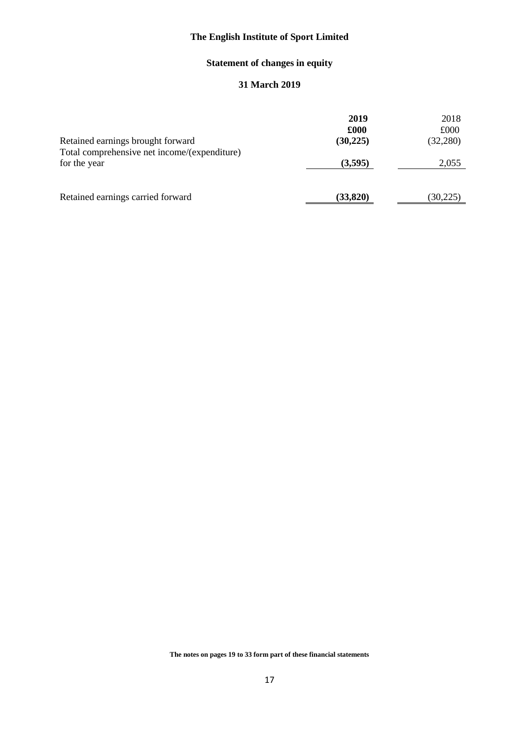# The English Institute of Sport Limited

## Statement of changes in equity

### 31 March 2019

| | **2019** | 2018 |
|---|---|---|
| | **£000** | £000 |
| Retained earnings brought forward | **(30,225)** | (32,280) |
| Total comprehensive net income/(expenditure) for the year | **(3,595)** | 2,055 |
| Retained earnings carried forward | **(33,820)** | (30,225) |

**The notes on pages 19 to 33 form part of these financial statements**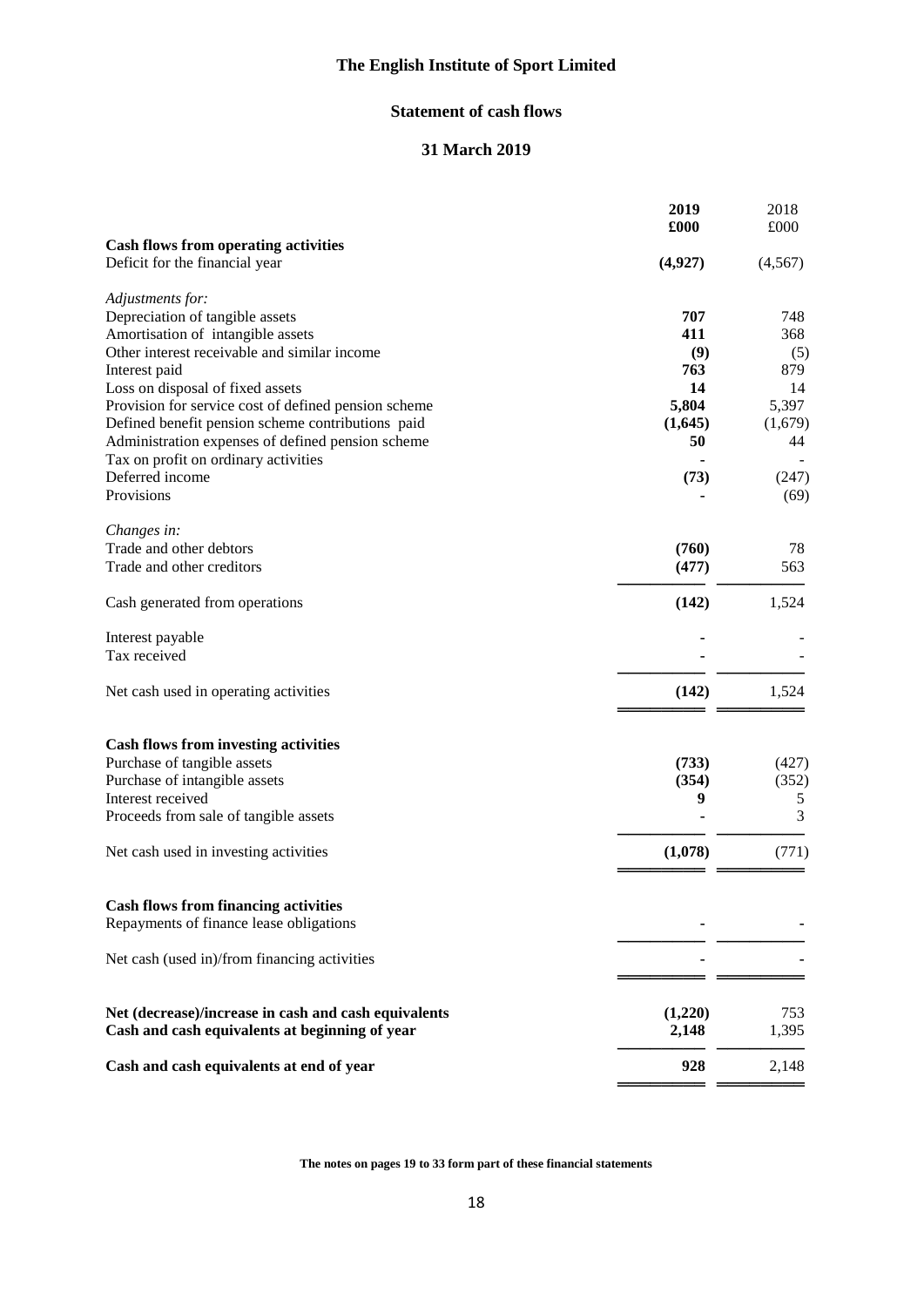# The English Institute of Sport Limited

## Statement of cash flows

## 31 March 2019

| | 2019 £000 | 2018 £000 |
|---|---|---|
| **Cash flows from operating activities** | | |
| Deficit for the financial year | **(4,927)** | (4,567) |
| *Adjustments for:* | | |
| Depreciation of tangible assets | **707** | 748 |
| Amortisation of intangible assets | **411** | 368 |
| Other interest receivable and similar income | **(9)** | (5) |
| Interest paid | **763** | 879 |
| Loss on disposal of fixed assets | **14** | 14 |
| Provision for service cost of defined pension scheme | **5,804** | 5,397 |
| Defined benefit pension scheme contributions paid | **(1,645)** | (1,679) |
| Administration expenses of defined pension scheme | **50** | 44 |
| Tax on profit on ordinary activities | **-** | - |
| Deferred income | **(73)** | (247) |
| Provisions | **-** | (69) |
| *Changes in:* | | |
| Trade and other debtors | **(760)** | 78 |
| Trade and other creditors | **(477)** | 563 |
| Cash generated from operations | **(142)** | 1,524 |
| Interest payable | **-** | - |
| Tax received | **-** | - |
| Net cash used in operating activities | **(142)** | 1,524 |
| **Cash flows from investing activities** | | |
| Purchase of tangible assets | **(733)** | (427) |
| Purchase of intangible assets | **(354)** | (352) |
| Interest received | **9** | 5 |
| Proceeds from sale of tangible assets | **-** | 3 |
| Net cash used in investing activities | **(1,078)** | (771) |
| **Cash flows from financing activities** | | |
| Repayments of finance lease obligations | **-** | - |
| Net cash (used in)/from financing activities | **-** | - |
| **Net (decrease)/increase in cash and cash equivalents** | **(1,220)** | 753 |
| **Cash and cash equivalents at beginning of year** | **2,148** | 1,395 |
| **Cash and cash equivalents at end of year** | **928** | 2,148 |

**The notes on pages 19 to 33 form part of these financial statements**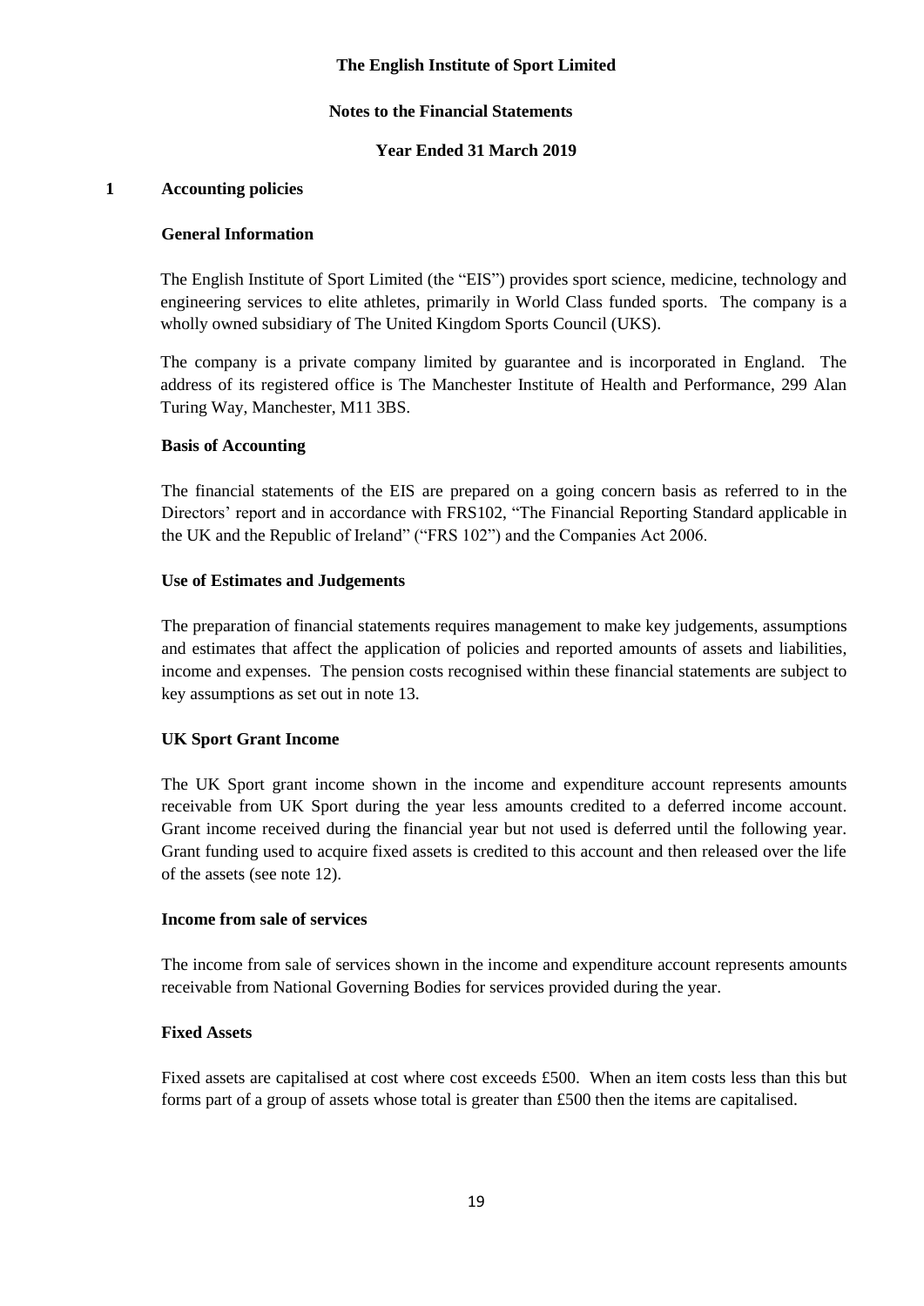**The English Institute of Sport Limited**

**Notes to the Financial Statements**

**Year Ended 31 March 2019**

## 1 Accounting policies

### General Information

The English Institute of Sport Limited (the "EIS") provides sport science, medicine, technology and engineering services to elite athletes, primarily in World Class funded sports. The company is a wholly owned subsidiary of The United Kingdom Sports Council (UKS).

The company is a private company limited by guarantee and is incorporated in England. The address of its registered office is The Manchester Institute of Health and Performance, 299 Alan Turing Way, Manchester, M11 3BS.

### Basis of Accounting

The financial statements of the EIS are prepared on a going concern basis as referred to in the Directors' report and in accordance with FRS102, "The Financial Reporting Standard applicable in the UK and the Republic of Ireland" ("FRS 102") and the Companies Act 2006.

### Use of Estimates and Judgements

The preparation of financial statements requires management to make key judgements, assumptions and estimates that affect the application of policies and reported amounts of assets and liabilities, income and expenses. The pension costs recognised within these financial statements are subject to key assumptions as set out in note 13.

### UK Sport Grant Income

The UK Sport grant income shown in the income and expenditure account represents amounts receivable from UK Sport during the year less amounts credited to a deferred income account. Grant income received during the financial year but not used is deferred until the following year. Grant funding used to acquire fixed assets is credited to this account and then released over the life of the assets (see note 12).

### Income from sale of services

The income from sale of services shown in the income and expenditure account represents amounts receivable from National Governing Bodies for services provided during the year.

### Fixed Assets

Fixed assets are capitalised at cost where cost exceeds £500. When an item costs less than this but forms part of a group of assets whose total is greater than £500 then the items are capitalised.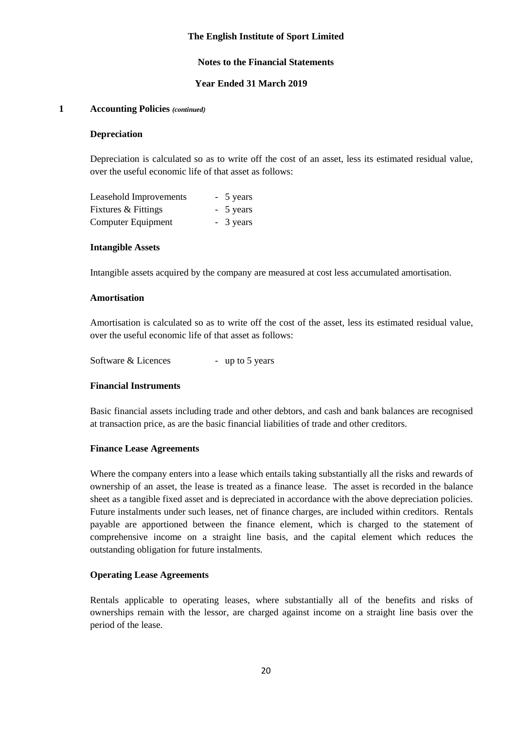# The English Institute of Sport Limited

## Notes to the Financial Statements

## Year Ended 31 March 2019

### 1 Accounting Policies *(continued)*

#### Depreciation

Depreciation is calculated so as to write off the cost of an asset, less its estimated residual value, over the useful economic life of that asset as follows:

| | |
|---|---|
| Leasehold Improvements | - 5 years |
| Fixtures & Fittings | - 5 years |
| Computer Equipment | - 3 years |

#### Intangible Assets

Intangible assets acquired by the company are measured at cost less accumulated amortisation.

#### Amortisation

Amortisation is calculated so as to write off the cost of the asset, less its estimated residual value, over the useful economic life of that asset as follows:

| | |
|---|---|
| Software & Licences | - up to 5 years |

#### Financial Instruments

Basic financial assets including trade and other debtors, and cash and bank balances are recognised at transaction price, as are the basic financial liabilities of trade and other creditors.

#### Finance Lease Agreements

Where the company enters into a lease which entails taking substantially all the risks and rewards of ownership of an asset, the lease is treated as a finance lease. The asset is recorded in the balance sheet as a tangible fixed asset and is depreciated in accordance with the above depreciation policies. Future instalments under such leases, net of finance charges, are included within creditors. Rentals payable are apportioned between the finance element, which is charged to the statement of comprehensive income on a straight line basis, and the capital element which reduces the outstanding obligation for future instalments.

#### Operating Lease Agreements

Rentals applicable to operating leases, where substantially all of the benefits and risks of ownerships remain with the lessor, are charged against income on a straight line basis over the period of the lease.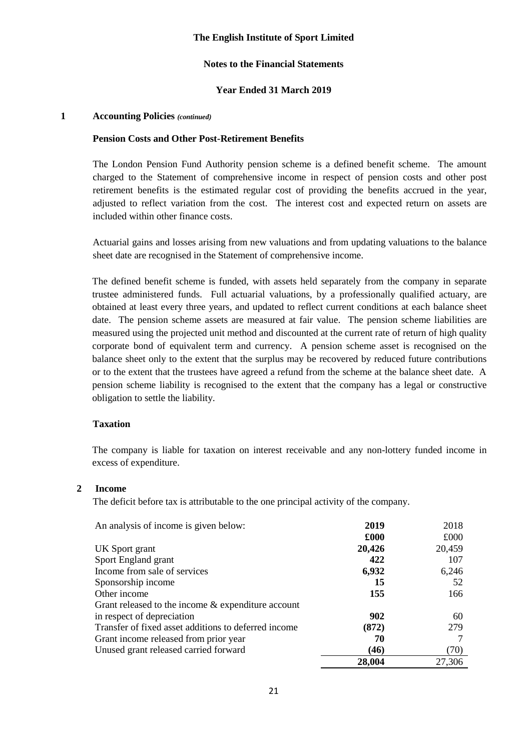## 1 Accounting Policies *(continued)*

### Pension Costs and Other Post-Retirement Benefits

The London Pension Fund Authority pension scheme is a defined benefit scheme. The amount charged to the Statement of comprehensive income in respect of pension costs and other post retirement benefits is the estimated regular cost of providing the benefits accrued in the year, adjusted to reflect variation from the cost. The interest cost and expected return on assets are included within other finance costs.

Actuarial gains and losses arising from new valuations and from updating valuations to the balance sheet date are recognised in the Statement of comprehensive income.

The defined benefit scheme is funded, with assets held separately from the company in separate trustee administered funds. Full actuarial valuations, by a professionally qualified actuary, are obtained at least every three years, and updated to reflect current conditions at each balance sheet date. The pension scheme assets are measured at fair value. The pension scheme liabilities are measured using the projected unit method and discounted at the current rate of return of high quality corporate bond of equivalent term and currency. A pension scheme asset is recognised on the balance sheet only to the extent that the surplus may be recovered by reduced future contributions or to the extent that the trustees have agreed a refund from the scheme at the balance sheet date. A pension scheme liability is recognised to the extent that the company has a legal or constructive obligation to settle the liability.

### Taxation

The company is liable for taxation on interest receivable and any non-lottery funded income in excess of expenditure.

## 2 Income

The deficit before tax is attributable to the one principal activity of the company.

| An analysis of income is given below: | **2019** | 2018 |
|---|---|---|
| | **£000** | £000 |
| UK Sport grant | **20,426** | 20,459 |
| Sport England grant | **422** | 107 |
| Income from sale of services | **6,932** | 6,246 |
| Sponsorship income | **15** | 52 |
| Other income | **155** | 166 |
| Grant released to the income & expenditure account in respect of depreciation | **902** | 60 |
| Transfer of fixed asset additions to deferred income | **(872)** | 279 |
| Grant income released from prior year | **70** | 7 |
| Unused grant released carried forward | **(46)** | (70) |
| | **28,004** | 27,306 |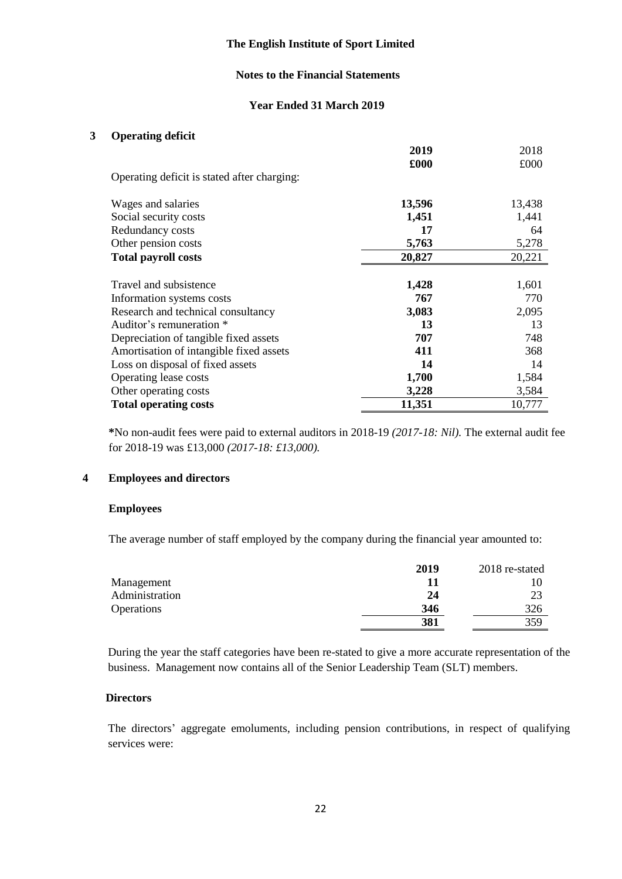## 3 Operating deficit

| | 2019 £000 | 2018 £000 |
|---|---|---|
| Operating deficit is stated after charging: | | |
| Wages and salaries | **13,596** | 13,438 |
| Social security costs | **1,451** | 1,441 |
| Redundancy costs | **17** | 64 |
| Other pension costs | **5,763** | 5,278 |
| **Total payroll costs** | **20,827** | 20,221 |
| | | |
| Travel and subsistence | **1,428** | 1,601 |
| Information systems costs | **767** | 770 |
| Research and technical consultancy | **3,083** | 2,095 |
| Auditor's remuneration * | **13** | 13 |
| Depreciation of tangible fixed assets | **707** | 748 |
| Amortisation of intangible fixed assets | **411** | 368 |
| Loss on disposal of fixed assets | **14** | 14 |
| Operating lease costs | **1,700** | 1,584 |
| Other operating costs | **3,228** | 3,584 |
| **Total operating costs** | **11,351** | 10,777 |

**\***No non-audit fees were paid to external auditors in 2018-19 *(2017-18: Nil).* The external audit fee for 2018-19 was £13,000 *(2017-18: £13,000).*

## 4 Employees and directors

### Employees

The average number of staff employed by the company during the financial year amounted to:

| | 2019 | 2018 re-stated |
|---|---|---|
| Management | **11** | 10 |
| Administration | **24** | 23 |
| Operations | **346** | 326 |
| | **381** | 359 |

During the year the staff categories have been re-stated to give a more accurate representation of the business. Management now contains all of the Senior Leadership Team (SLT) members.

### Directors

The directors' aggregate emoluments, including pension contributions, in respect of qualifying services were: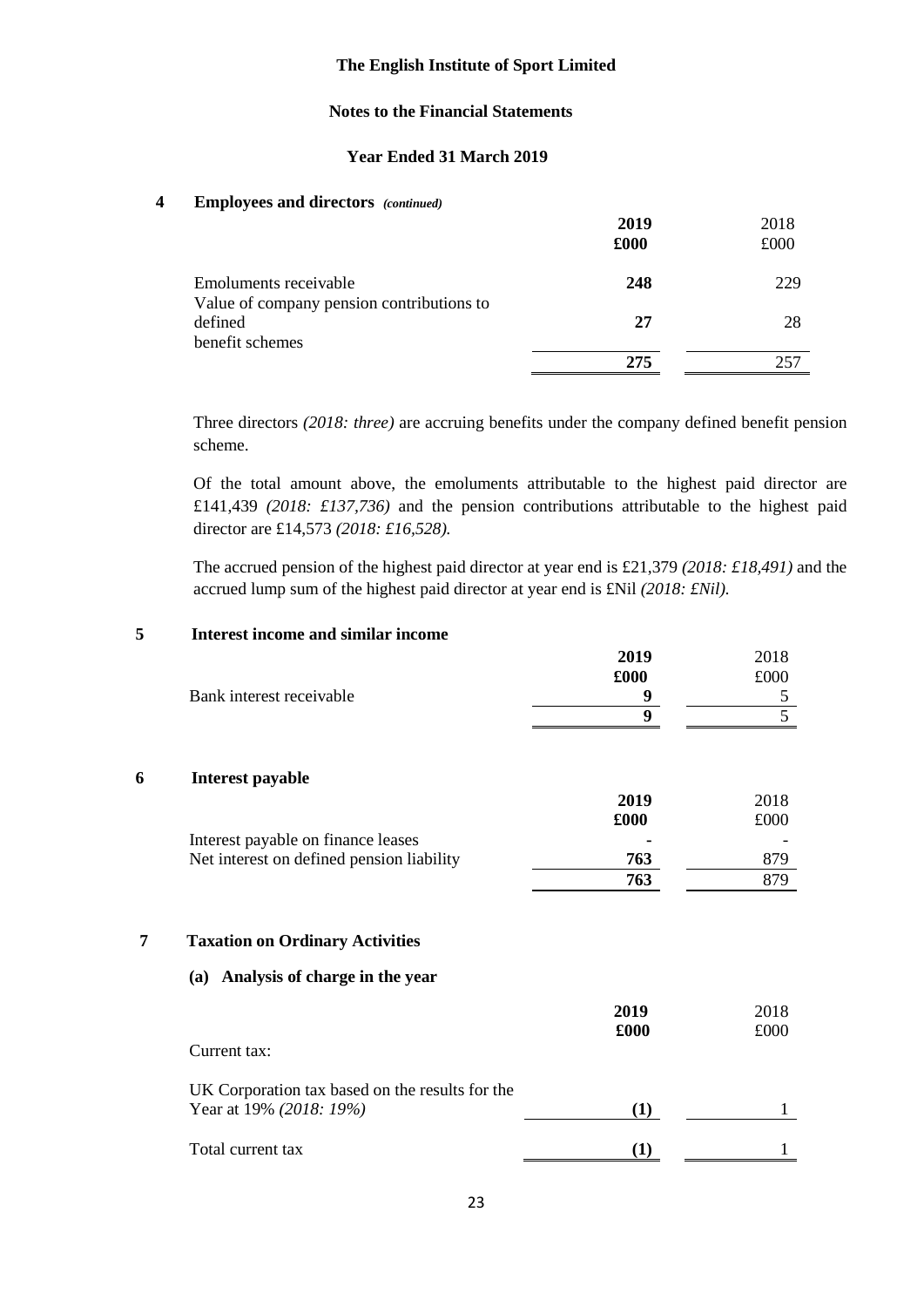## 4 Employees and directors *(continued)*

| | 2019 £000 | 2018 £000 |
|---|---|---|
| Emoluments receivable | **248** | 229 |
| Value of company pension contributions to defined benefit schemes | **27** | 28 |
| | **275** | 257 |

Three directors *(2018: three)* are accruing benefits under the company defined benefit pension scheme.

Of the total amount above, the emoluments attributable to the highest paid director are £141,439 *(2018: £137,736)* and the pension contributions attributable to the highest paid director are £14,573 *(2018: £16,528).*

The accrued pension of the highest paid director at year end is £21,379 *(2018: £18,491)* and the accrued lump sum of the highest paid director at year end is £Nil *(2018: £Nil).*

## 5 Interest income and similar income

| | 2019 £000 | 2018 £000 |
|---|---|---|
| Bank interest receivable | **9** | 5 |
| | **9** | 5 |

## 6 Interest payable

| | 2019 £000 | 2018 £000 |
|---|---|---|
| Interest payable on finance leases | **-** | - |
| Net interest on defined pension liability | **763** | 879 |
| | **763** | 879 |

## 7 Taxation on Ordinary Activities

### (a) Analysis of charge in the year

| | 2019 £000 | 2018 £000 |
|---|---|---|
| Current tax: | | |
| UK Corporation tax based on the results for the Year at 19% *(2018: 19%)* | **(1)** | 1 |
| Total current tax | **(1)** | 1 |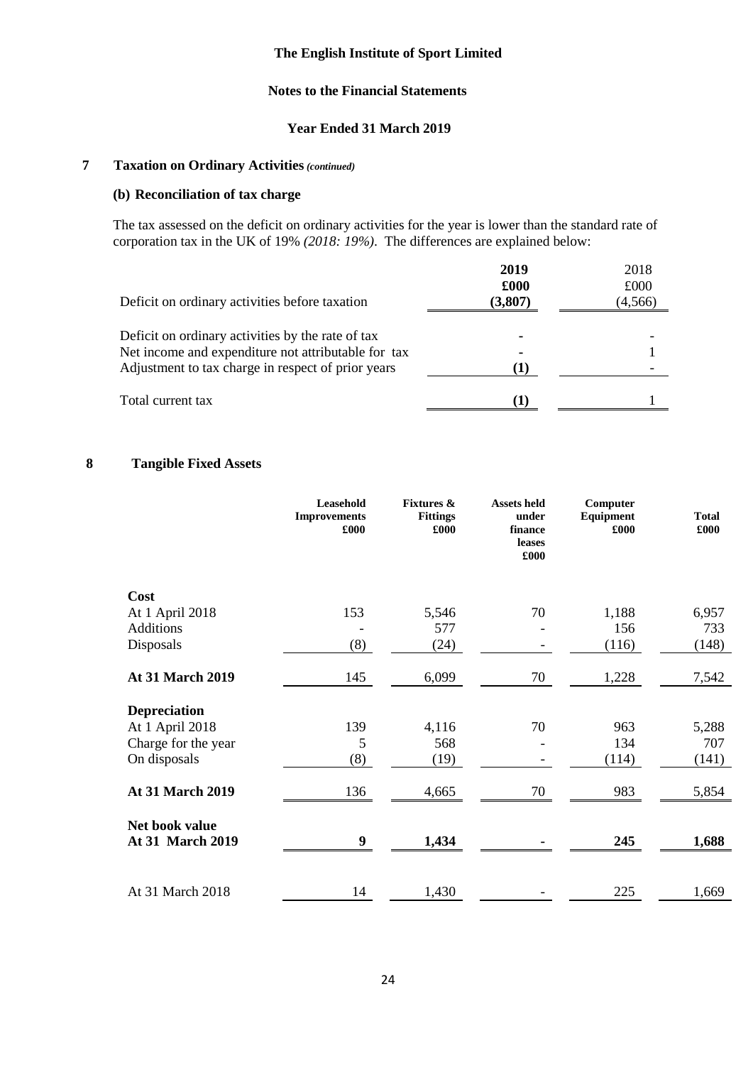## 7 Taxation on Ordinary Activities *(continued)*

### (b) Reconciliation of tax charge

The tax assessed on the deficit on ordinary activities for the year is lower than the standard rate of corporation tax in the UK of 19% *(2018: 19%)*. The differences are explained below:

| | **2019** | 2018 |
|---|---|---|
| | **£000** | £000 |
| Deficit on ordinary activities before taxation | **(3,807)** | (4,566) |
| | | |
| Deficit on ordinary activities by the rate of tax | **-** | - |
| Net income and expenditure not attributable for tax | **-** | 1 |
| Adjustment to tax charge in respect of prior years | **(1)** | - |
| | | |
| Total current tax | **(1)** | 1 |

## 8 Tangible Fixed Assets

| | Leasehold Improvements £000 | Fixtures & Fittings £000 | Assets held under finance leases £000 | Computer Equipment £000 | Total £000 |
|---|---|---|---|---|---|
| **Cost** | | | | | |
| At 1 April 2018 | 153 | 5,546 | 70 | 1,188 | 6,957 |
| Additions | - | 577 | - | 156 | 733 |
| Disposals | (8) | (24) | - | (116) | (148) |
| **At 31 March 2019** | 145 | 6,099 | 70 | 1,228 | 7,542 |
| **Depreciation** | | | | | |
| At 1 April 2018 | 139 | 4,116 | 70 | 963 | 5,288 |
| Charge for the year | 5 | 568 | - | 134 | 707 |
| On disposals | (8) | (19) | - | (114) | (141) |
| **At 31 March 2019** | 136 | 4,665 | 70 | 983 | 5,854 |
| **Net book value** | | | | | |
| **At 31 March 2019** | **9** | **1,434** | **-** | **245** | **1,688** |
| | | | | | |
| At 31 March 2018 | 14 | 1,430 | - | 225 | 1,669 |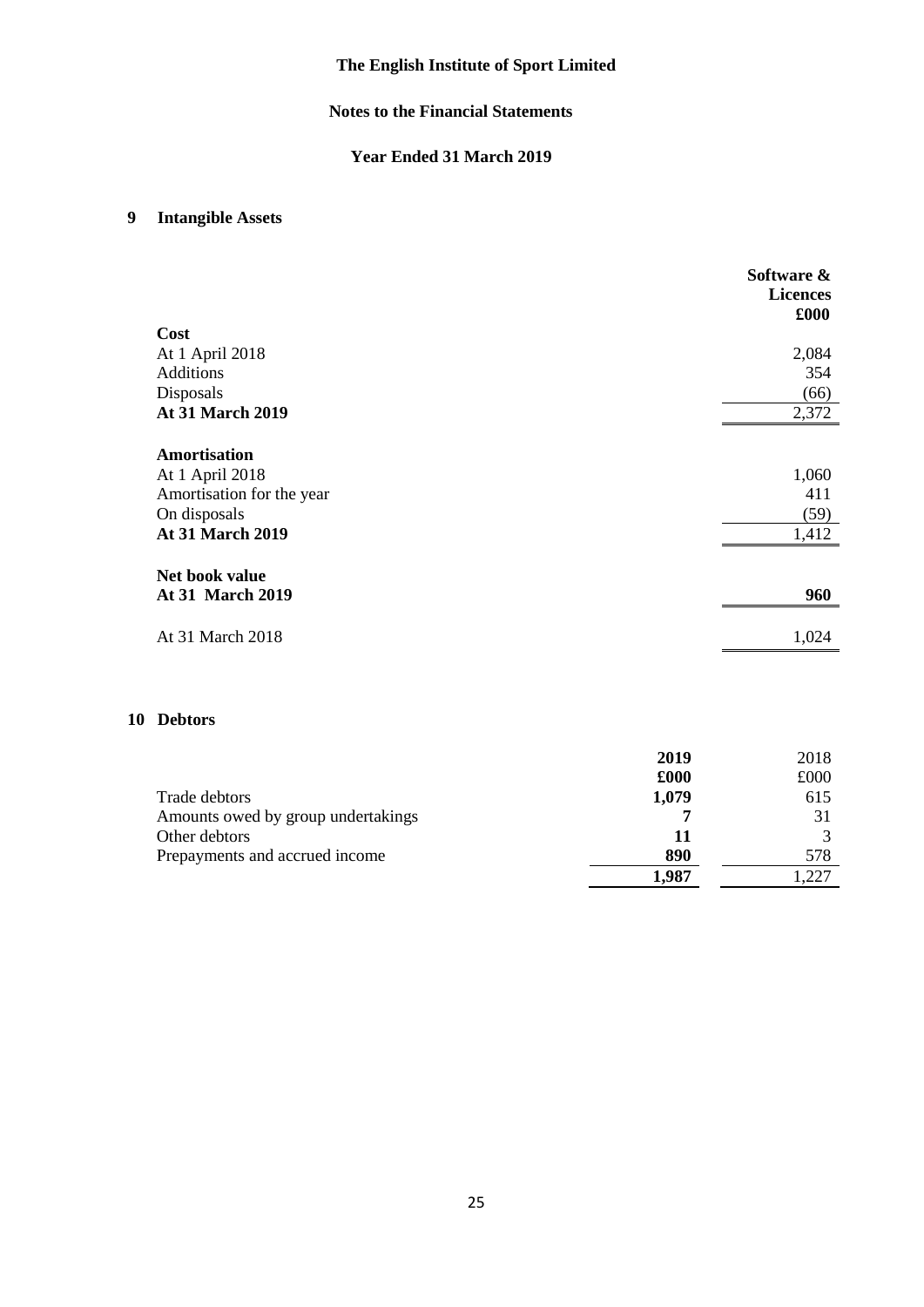## 9 Intangible Assets

| | Software & Licences £000 |
|---|---|
| **Cost** | |
| At 1 April 2018 | 2,084 |
| Additions | 354 |
| Disposals | (66) |
| **At 31 March 2019** | 2,372 |
| | |
| **Amortisation** | |
| At 1 April 2018 | 1,060 |
| Amortisation for the year | 411 |
| On disposals | (59) |
| **At 31 March 2019** | 1,412 |
| | |
| **Net book value** | |
| **At 31 March 2019** | **960** |
| | |
| At 31 March 2018 | 1,024 |

## 10 Debtors

| | **2019** | 2018 |
|---|---|---|
| | **£000** | £000 |
| Trade debtors | **1,079** | 615 |
| Amounts owed by group undertakings | **7** | 31 |
| Other debtors | **11** | 3 |
| Prepayments and accrued income | **890** | 578 |
| | **1,987** | 1,227 |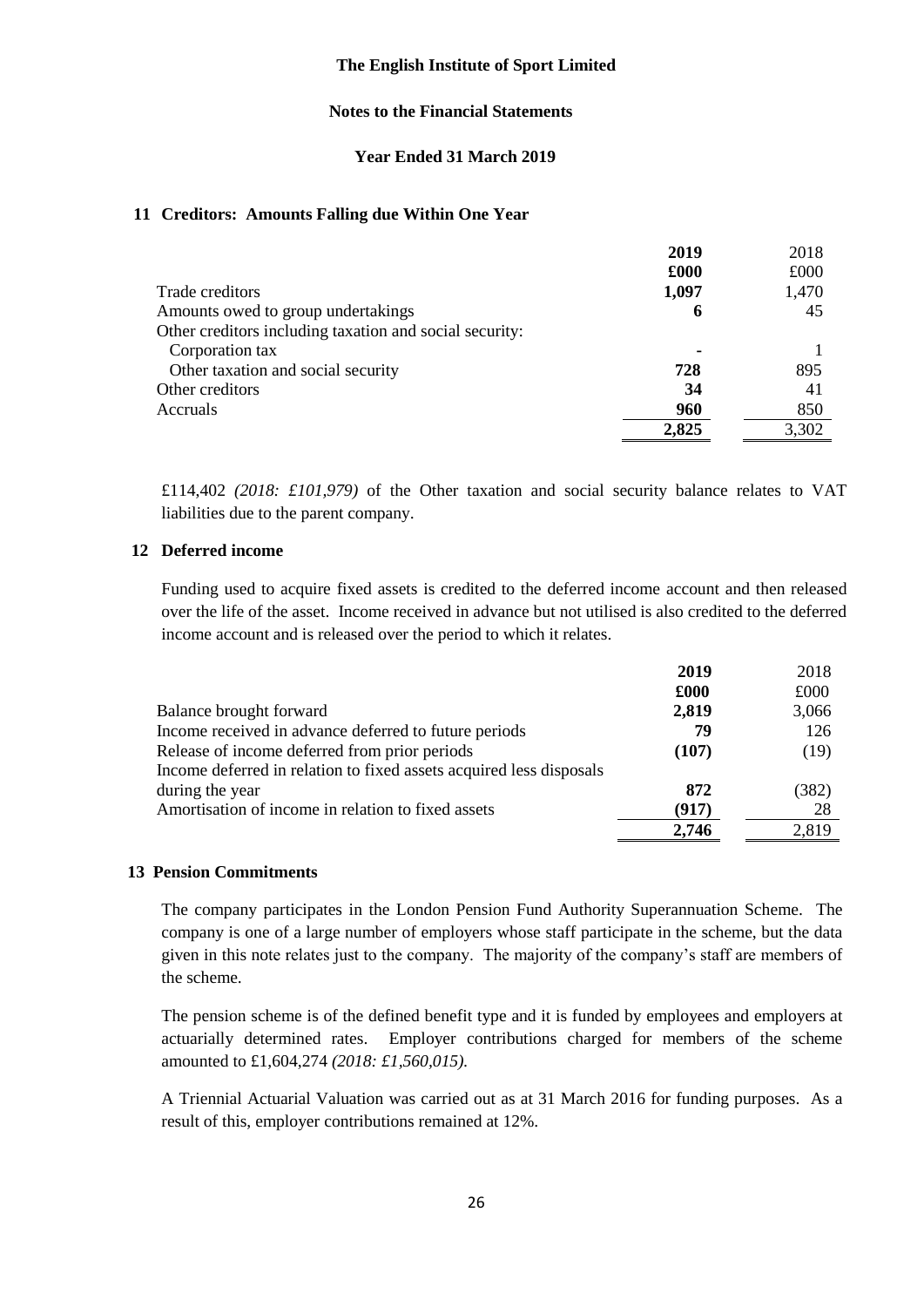**The English Institute of Sport Limited**

**Notes to the Financial Statements**

**Year Ended 31 March 2019**

## 11 Creditors: Amounts Falling due Within One Year

| | **2019** | 2018 |
|---|---|---|
| | **£000** | £000 |
| Trade creditors | **1,097** | 1,470 |
| Amounts owed to group undertakings | **6** | 45 |
| Other creditors including taxation and social security: | | |
| Corporation tax | **-** | 1 |
| Other taxation and social security | **728** | 895 |
| Other creditors | **34** | 41 |
| Accruals | **960** | 850 |
| | **2,825** | 3,302 |

£114,402 *(2018: £101,979)* of the Other taxation and social security balance relates to VAT liabilities due to the parent company.

## 12 Deferred income

Funding used to acquire fixed assets is credited to the deferred income account and then released over the life of the asset. Income received in advance but not utilised is also credited to the deferred income account and is released over the period to which it relates.

| | **2019** | 2018 |
|---|---|---|
| | **£000** | £000 |
| Balance brought forward | **2,819** | 3,066 |
| Income received in advance deferred to future periods | **79** | 126 |
| Release of income deferred from prior periods | **(107)** | (19) |
| Income deferred in relation to fixed assets acquired less disposals during the year | **872** | (382) |
| Amortisation of income in relation to fixed assets | **(917)** | 28 |
| | **2,746** | 2,819 |

## 13 Pension Commitments

The company participates in the London Pension Fund Authority Superannuation Scheme. The company is one of a large number of employers whose staff participate in the scheme, but the data given in this note relates just to the company. The majority of the company's staff are members of the scheme.

The pension scheme is of the defined benefit type and it is funded by employees and employers at actuarially determined rates. Employer contributions charged for members of the scheme amounted to £1,604,274 *(2018: £1,560,015)*.

A Triennial Actuarial Valuation was carried out as at 31 March 2016 for funding purposes. As a result of this, employer contributions remained at 12%.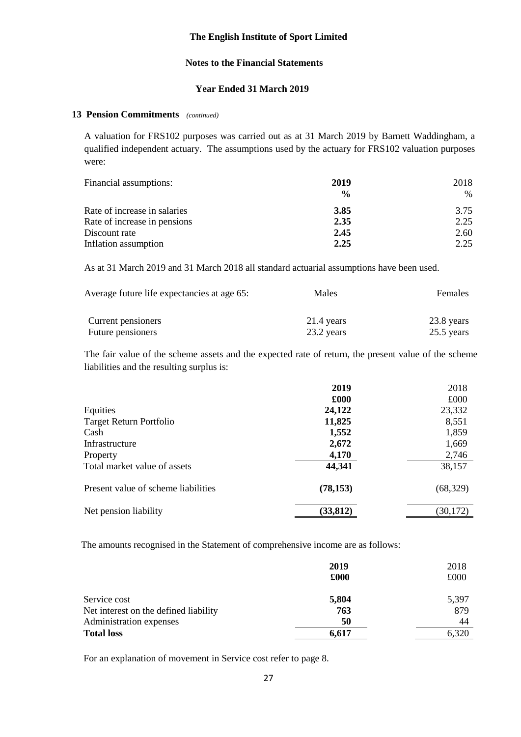## 13 Pension Commitments *(continued)*

A valuation for FRS102 purposes was carried out as at 31 March 2019 by Barnett Waddingham, a qualified independent actuary. The assumptions used by the actuary for FRS102 valuation purposes were:

| Financial assumptions: | **2019** | 2018 |
|---|---|---|
| | **%** | % |
| Rate of increase in salaries | **3.85** | 3.75 |
| Rate of increase in pensions | **2.35** | 2.25 |
| Discount rate | **2.45** | 2.60 |
| Inflation assumption | **2.25** | 2.25 |

As at 31 March 2019 and 31 March 2018 all standard actuarial assumptions have been used.

| Average future life expectancies at age 65: | Males | Females |
|---|---|---|
| Current pensioners | 21.4 years | 23.8 years |
| Future pensioners | 23.2 years | 25.5 years |

The fair value of the scheme assets and the expected rate of return, the present value of the scheme liabilities and the resulting surplus is:

| | **2019** | 2018 |
|---|---|---|
| | **£000** | £000 |
| Equities | **24,122** | 23,332 |
| Target Return Portfolio | **11,825** | 8,551 |
| Cash | **1,552** | 1,859 |
| Infrastructure | **2,672** | 1,669 |
| Property | **4,170** | 2,746 |
| Total market value of assets | **44,341** | 38,157 |
| Present value of scheme liabilities | **(78,153)** | (68,329) |
| Net pension liability | **(33,812)** | (30,172) |

The amounts recognised in the Statement of comprehensive income are as follows:

| | **2019** | 2018 |
|---|---|---|
| | **£000** | £000 |
| Service cost | **5,804** | 5,397 |
| Net interest on the defined liability | **763** | 879 |
| Administration expenses | **50** | 44 |
| **Total loss** | **6,617** | 6,320 |

For an explanation of movement in Service cost refer to page 8.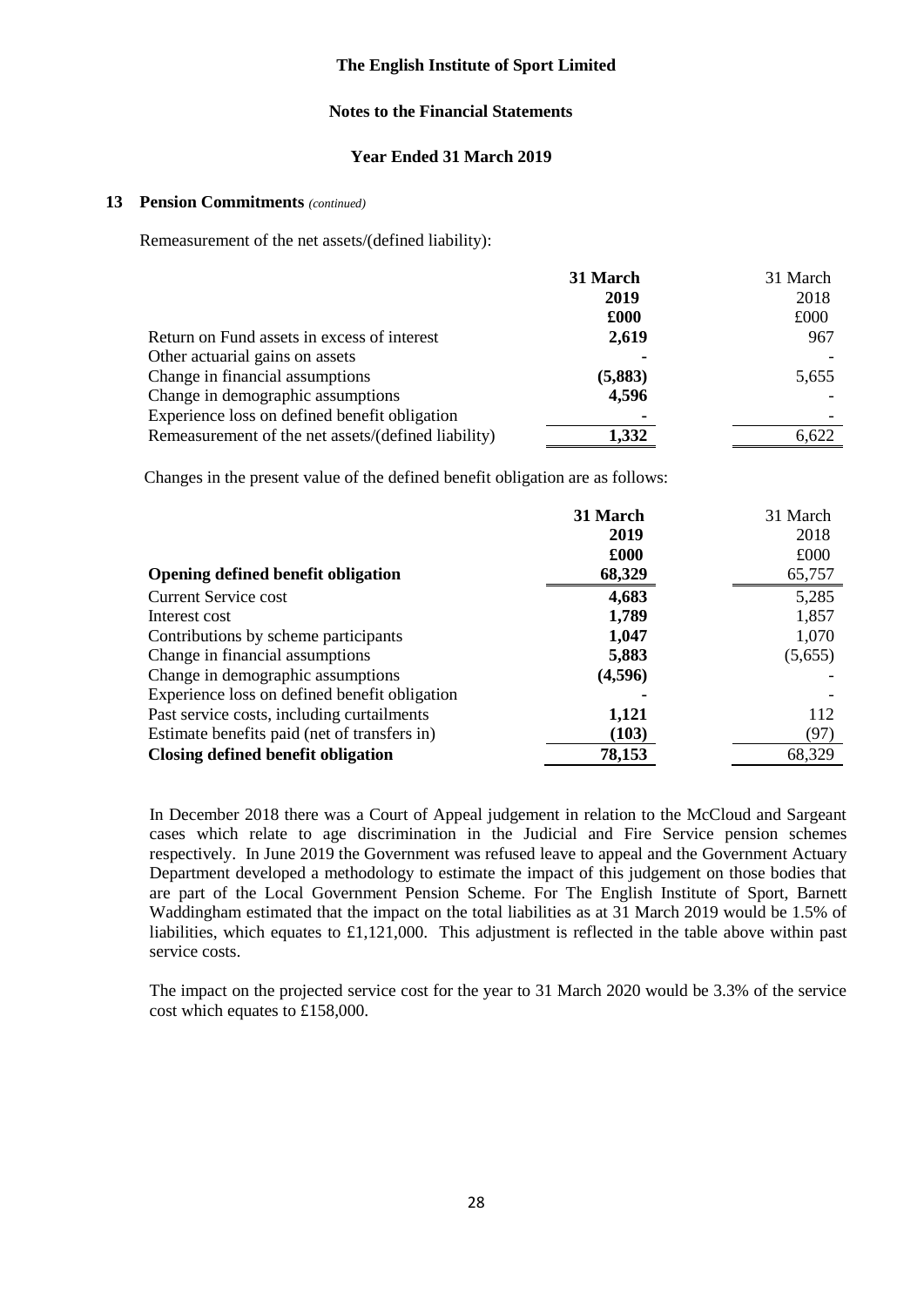## 13 Pension Commitments *(continued)*

Remeasurement of the net assets/(defined liability):

| | 31 March 2019 £000 | 31 March 2018 £000 |
|---|---|---|
| Return on Fund assets in excess of interest | **2,619** | 967 |
| Other actuarial gains on assets | **-** | - |
| Change in financial assumptions | **(5,883)** | 5,655 |
| Change in demographic assumptions | **4,596** | - |
| Experience loss on defined benefit obligation | **-** | - |
| Remeasurement of the net assets/(defined liability) | **1,332** | 6,622 |

Changes in the present value of the defined benefit obligation are as follows:

| | 31 March 2019 £000 | 31 March 2018 £000 |
|---|---|---|
| **Opening defined benefit obligation** | **68,329** | 65,757 |
| Current Service cost | **4,683** | 5,285 |
| Interest cost | **1,789** | 1,857 |
| Contributions by scheme participants | **1,047** | 1,070 |
| Change in financial assumptions | **5,883** | (5,655) |
| Change in demographic assumptions | **(4,596)** | - |
| Experience loss on defined benefit obligation | **-** | - |
| Past service costs, including curtailments | **1,121** | 112 |
| Estimate benefits paid (net of transfers in) | **(103)** | (97) |
| **Closing defined benefit obligation** | **78,153** | 68,329 |

In December 2018 there was a Court of Appeal judgement in relation to the McCloud and Sargeant cases which relate to age discrimination in the Judicial and Fire Service pension schemes respectively. In June 2019 the Government was refused leave to appeal and the Government Actuary Department developed a methodology to estimate the impact of this judgement on those bodies that are part of the Local Government Pension Scheme. For The English Institute of Sport, Barnett Waddingham estimated that the impact on the total liabilities as at 31 March 2019 would be 1.5% of liabilities, which equates to £1,121,000. This adjustment is reflected in the table above within past service costs.

The impact on the projected service cost for the year to 31 March 2020 would be 3.3% of the service cost which equates to £158,000.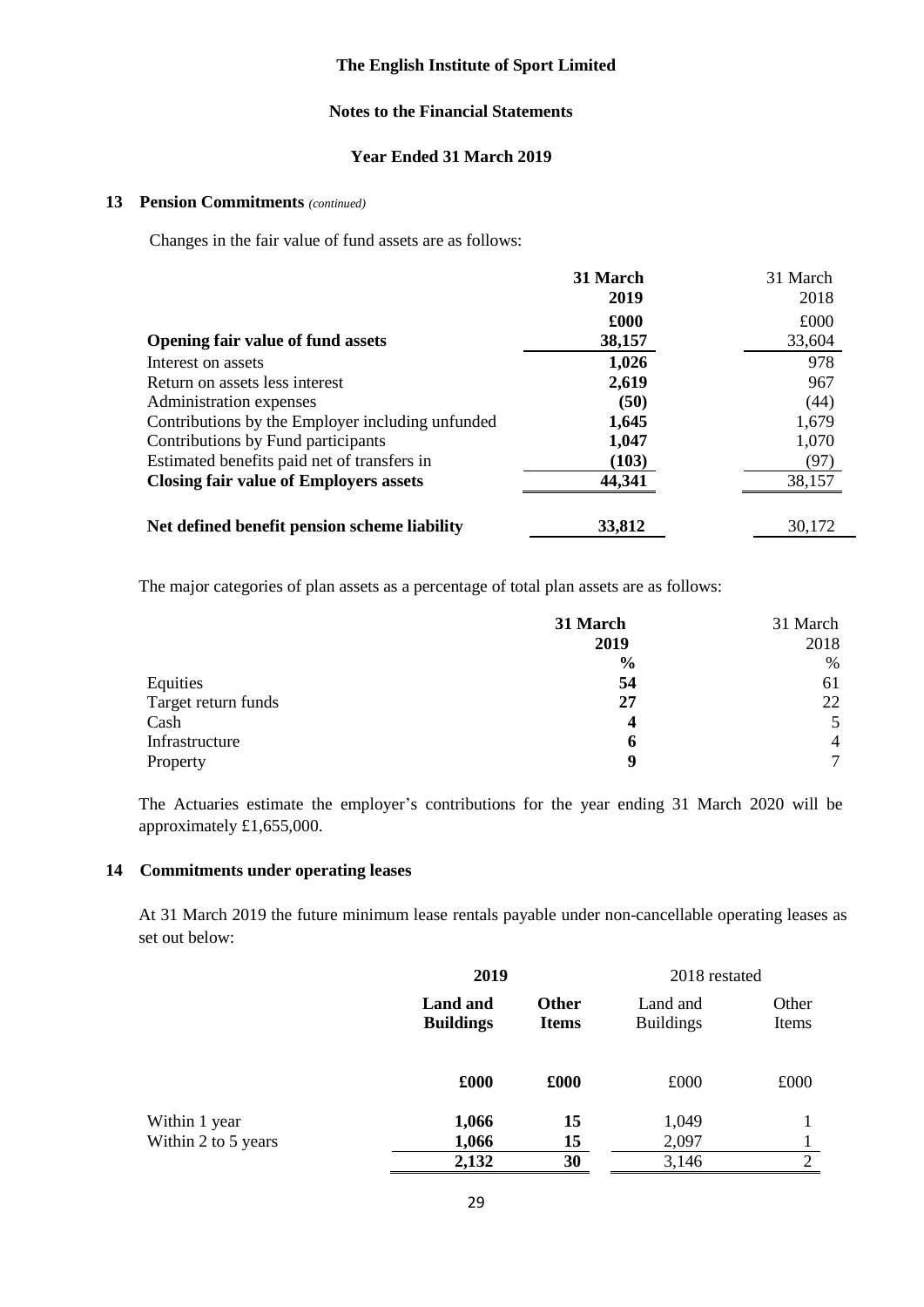## 13 Pension Commitments *(continued)*

Changes in the fair value of fund assets are as follows:

| | 31 March 2019 | 31 March 2018 |
|---|---|---|
| | £000 | £000 |
| **Opening fair value of fund assets** | **38,157** | 33,604 |
| Interest on assets | **1,026** | 978 |
| Return on assets less interest | **2,619** | 967 |
| Administration expenses | **(50)** | (44) |
| Contributions by the Employer including unfunded | **1,645** | 1,679 |
| Contributions by Fund participants | **1,047** | 1,070 |
| Estimated benefits paid net of transfers in | **(103)** | (97) |
| **Closing fair value of Employers assets** | **44,341** | 38,157 |
| | | |
| **Net defined benefit pension scheme liability** | **33,812** | 30,172 |

The major categories of plan assets as a percentage of total plan assets are as follows:

| | 31 March 2019 | 31 March 2018 |
|---|---|---|
| | % | % |
| Equities | **54** | 61 |
| Target return funds | **27** | 22 |
| Cash | **4** | 5 |
| Infrastructure | **6** | 4 |
| Property | **9** | 7 |

The Actuaries estimate the employer's contributions for the year ending 31 March 2020 will be approximately £1,655,000.

## 14 Commitments under operating leases

At 31 March 2019 the future minimum lease rentals payable under non-cancellable operating leases as set out below:

| | 2019 | | 2018 restated | |
|---|---|---|---|---|
| | **Land and Buildings** | **Other Items** | Land and Buildings | Other Items |
| | £000 | £000 | £000 | £000 |
| Within 1 year | **1,066** | **15** | 1,049 | 1 |
| Within 2 to 5 years | **1,066** | **15** | 2,097 | 1 |
| | **2,132** | **30** | 3,146 | 2 |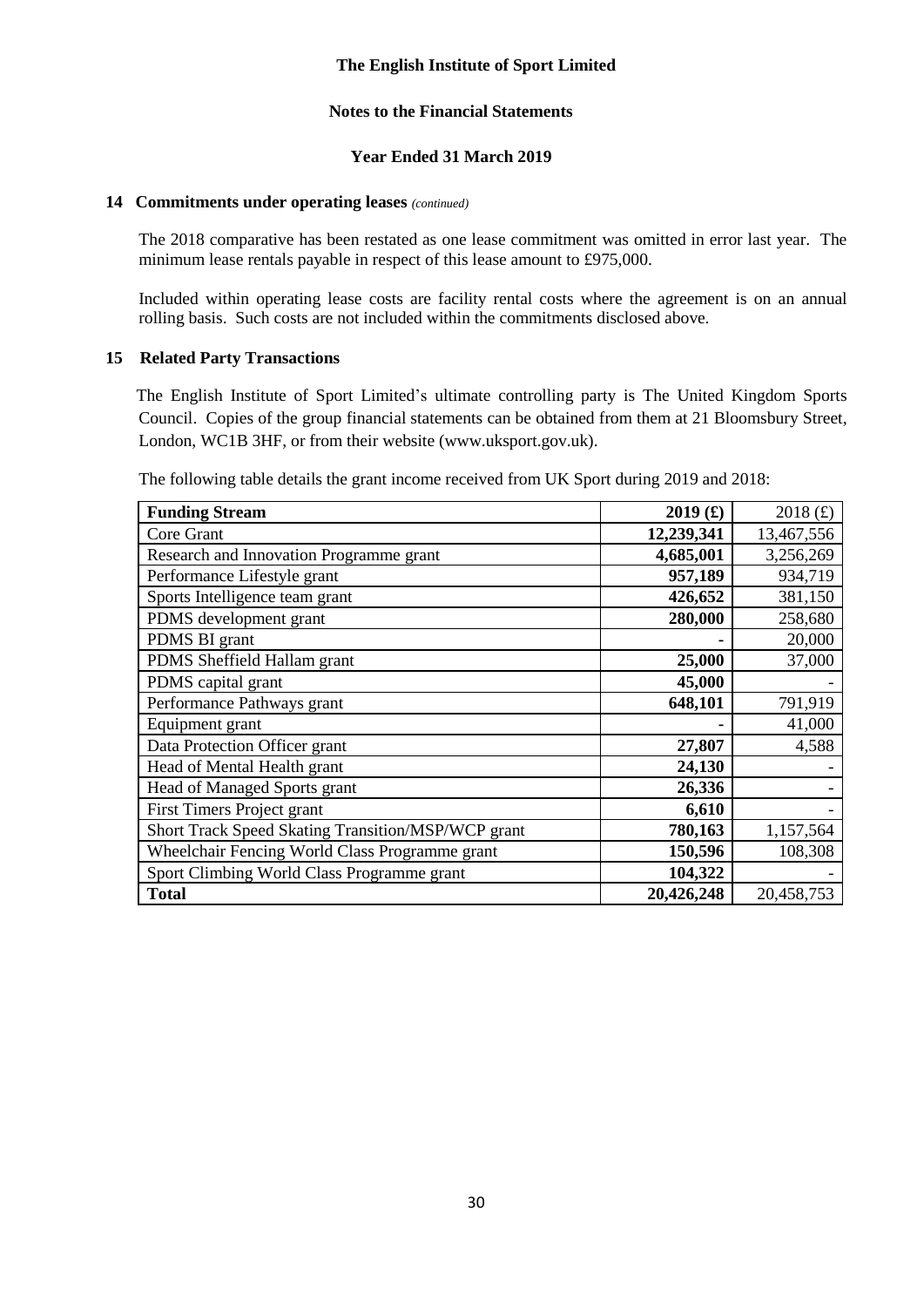The English Institute of Sport Limited

Notes to the Financial Statements

Year Ended 31 March 2019

## 14 Commitments under operating leases *(continued)*

The 2018 comparative has been restated as one lease commitment was omitted in error last year. The minimum lease rentals payable in respect of this lease amount to £975,000.

Included within operating lease costs are facility rental costs where the agreement is on an annual rolling basis. Such costs are not included within the commitments disclosed above.

## 15 Related Party Transactions

The English Institute of Sport Limited's ultimate controlling party is The United Kingdom Sports Council. Copies of the group financial statements can be obtained from them at 21 Bloomsbury Street, London, WC1B 3HF, or from their website (www.uksport.gov.uk).

The following table details the grant income received from UK Sport during 2019 and 2018:

| **Funding Stream** | **2019 (£)** | 2018 (£) |
|---|---|---|
| Core Grant | **12,239,341** | 13,467,556 |
| Research and Innovation Programme grant | **4,685,001** | 3,256,269 |
| Performance Lifestyle grant | **957,189** | 934,719 |
| Sports Intelligence team grant | **426,652** | 381,150 |
| PDMS development grant | **280,000** | 258,680 |
| PDMS BI grant | **-** | 20,000 |
| PDMS Sheffield Hallam grant | **25,000** | 37,000 |
| PDMS capital grant | **45,000** | - |
| Performance Pathways grant | **648,101** | 791,919 |
| Equipment grant | **-** | 41,000 |
| Data Protection Officer grant | **27,807** | 4,588 |
| Head of Mental Health grant | **24,130** | - |
| Head of Managed Sports grant | **26,336** | - |
| First Timers Project grant | **6,610** | - |
| Short Track Speed Skating Transition/MSP/WCP grant | **780,163** | 1,157,564 |
| Wheelchair Fencing World Class Programme grant | **150,596** | 108,308 |
| Sport Climbing World Class Programme grant | **104,322** | - |
| **Total** | **20,426,248** | 20,458,753 |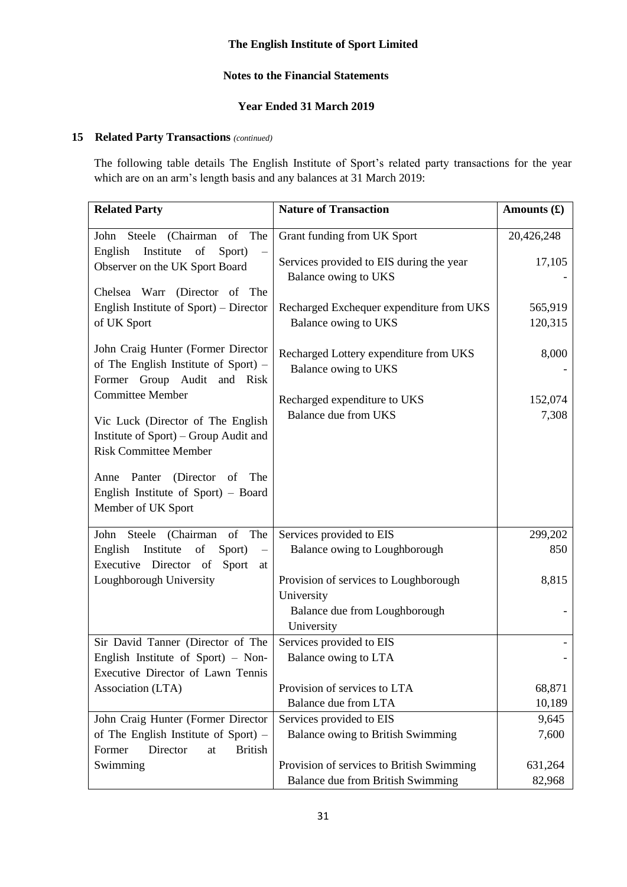## 15 Related Party Transactions *(continued)*

The following table details The English Institute of Sport's related party transactions for the year which are on an arm's length basis and any balances at 31 March 2019:

| Related Party | Nature of Transaction | Amounts (£) |
|---|---|---|
| John Steele (Chairman of The English Institute of Sport) – Observer on the UK Sport Board | Grant funding from UK Sport | 20,426,248 |
| | Services provided to EIS during the year | 17,105 |
| | Balance owing to UKS | - |
| Chelsea Warr (Director of The English Institute of Sport) – Director of UK Sport | Recharged Exchequer expenditure from UKS | 565,919 |
| | Balance owing to UKS | 120,315 |
| John Craig Hunter (Former Director of The English Institute of Sport) – Former Group Audit and Risk Committee Member | Recharged Lottery expenditure from UKS | 8,000 |
| | Balance owing to UKS | - |
| Vic Luck (Director of The English Institute of Sport) – Group Audit and Risk Committee Member | Recharged expenditure to UKS | 152,074 |
| Anne Panter (Director of The English Institute of Sport) – Board Member of UK Sport | Balance due from UKS | 7,308 |
| John Steele (Chairman of The English Institute of Sport) – Executive Director of Sport at Loughborough University | Services provided to EIS | 299,202 |
| | Balance owing to Loughborough | 850 |
| | Provision of services to Loughborough University | 8,815 |
| | Balance due from Loughborough University | - |
| Sir David Tanner (Director of The English Institute of Sport) – Non-Executive Director of Lawn Tennis Association (LTA) | Services provided to EIS | - |
| | Balance owing to LTA | - |
| | Provision of services to LTA | 68,871 |
| | Balance due from LTA | 10,189 |
| John Craig Hunter (Former Director of The English Institute of Sport) – Former Director at British Swimming | Services provided to EIS | 9,645 |
| | Balance owing to British Swimming | 7,600 |
| | Provision of services to British Swimming | 631,264 |
| | Balance due from British Swimming | 82,968 |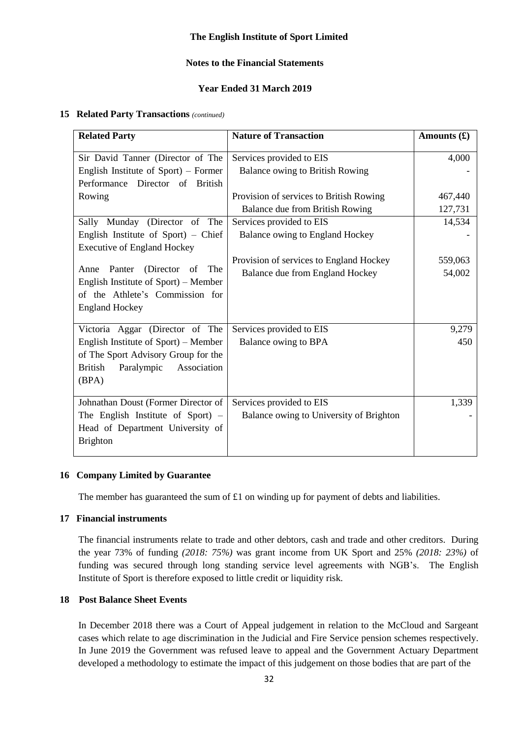### 15 Related Party Transactions *(continued)*

| Related Party | Nature of Transaction | Amounts (£) |
|---|---|---|
| Sir David Tanner (Director of The English Institute of Sport) – Former Performance Director of British Rowing | Services provided to EIS | 4,000 |
| | Balance owing to British Rowing | - |
| | Provision of services to British Rowing | 467,440 |
| | Balance due from British Rowing | 127,731 |
| Sally Munday (Director of The English Institute of Sport) – Chief Executive of England Hockey | Services provided to EIS | 14,534 |
| | Balance owing to England Hockey | - |
| Anne Panter (Director of The English Institute of Sport) – Member of the Athlete's Commission for England Hockey | Provision of services to England Hockey | 559,063 |
| | Balance due from England Hockey | 54,002 |
| Victoria Aggar (Director of The English Institute of Sport) – Member of The Sport Advisory Group for the British Paralympic Association (BPA) | Services provided to EIS | 9,279 |
| | Balance owing to BPA | 450 |
| Johnathan Doust (Former Director of The English Institute of Sport) – Head of Department University of Brighton | Services provided to EIS | 1,339 |
| | Balance owing to University of Brighton | - |

### 16 Company Limited by Guarantee

The member has guaranteed the sum of £1 on winding up for payment of debts and liabilities.

### 17 Financial instruments

The financial instruments relate to trade and other debtors, cash and trade and other creditors. During the year 73% of funding *(2018: 75%)* was grant income from UK Sport and 25% *(2018: 23%)* of funding was secured through long standing service level agreements with NGB's. The English Institute of Sport is therefore exposed to little credit or liquidity risk.

### 18 Post Balance Sheet Events

In December 2018 there was a Court of Appeal judgement in relation to the McCloud and Sargeant cases which relate to age discrimination in the Judicial and Fire Service pension schemes respectively. In June 2019 the Government was refused leave to appeal and the Government Actuary Department developed a methodology to estimate the impact of this judgement on those bodies that are part of the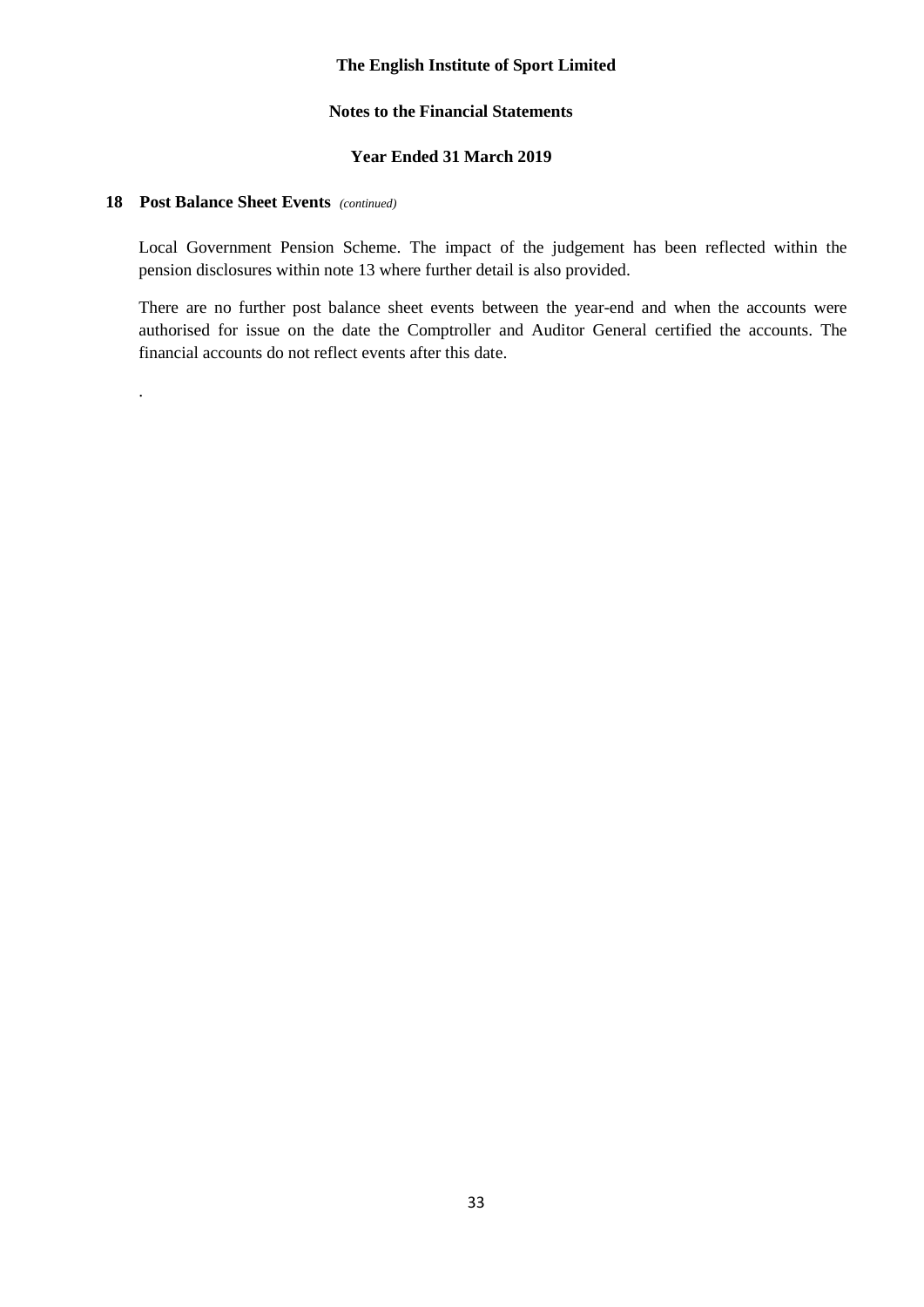## 18 Post Balance Sheet Events *(continued)*

Local Government Pension Scheme. The impact of the judgement has been reflected within the pension disclosures within note 13 where further detail is also provided.

There are no further post balance sheet events between the year-end and when the accounts were authorised for issue on the date the Comptroller and Auditor General certified the accounts. The financial accounts do not reflect events after this date.

.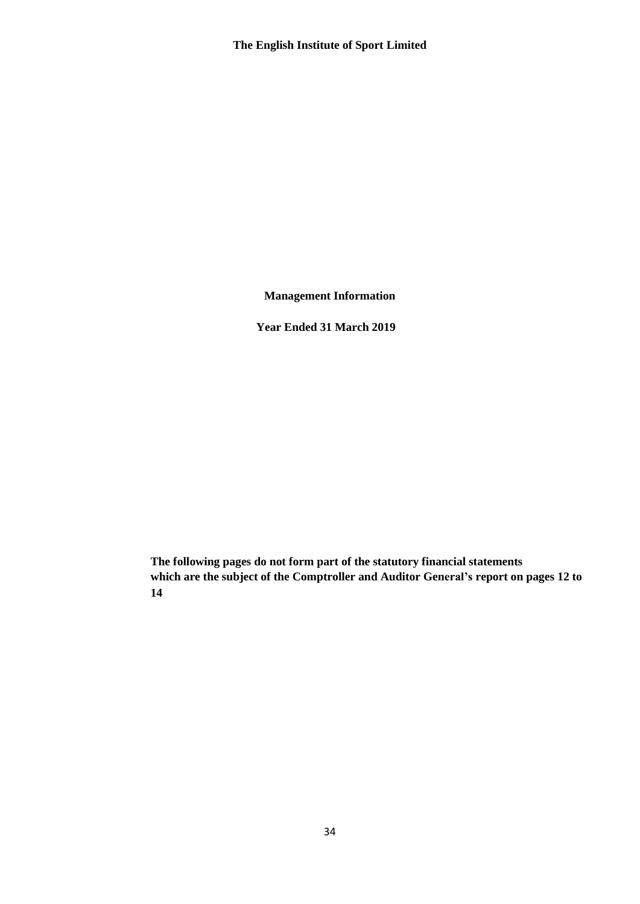# Management Information

**Year Ended 31 March 2019**

**The following pages do not form part of the statutory financial statements which are the subject of the Comptroller and Auditor General's report on pages 12 to 14**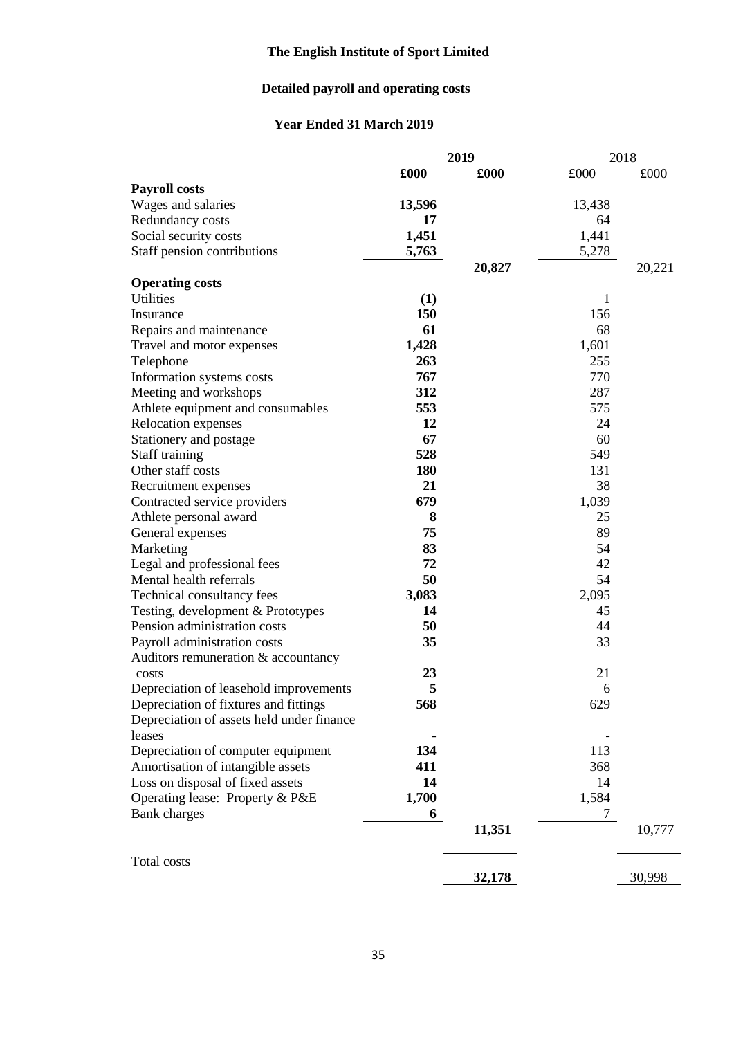# The English Institute of Sport Limited

## Detailed payroll and operating costs

### Year Ended 31 March 2019

| | 2019 | | 2018 | |
|---|---|---|---|---|
| | **£000** | **£000** | £000 | £000 |
| **Payroll costs** | | | | |
| Wages and salaries | **13,596** | | 13,438 | |
| Redundancy costs | **17** | | 64 | |
| Social security costs | **1,451** | | 1,441 | |
| Staff pension contributions | **5,763** | | 5,278 | |
| | | **20,827** | | 20,221 |
| **Operating costs** | | | | |
| Utilities | **(1)** | | 1 | |
| Insurance | **150** | | 156 | |
| Repairs and maintenance | **61** | | 68 | |
| Travel and motor expenses | **1,428** | | 1,601 | |
| Telephone | **263** | | 255 | |
| Information systems costs | **767** | | 770 | |
| Meeting and workshops | **312** | | 287 | |
| Athlete equipment and consumables | **553** | | 575 | |
| Relocation expenses | **12** | | 24 | |
| Stationery and postage | **67** | | 60 | |
| Staff training | **528** | | 549 | |
| Other staff costs | **180** | | 131 | |
| Recruitment expenses | **21** | | 38 | |
| Contracted service providers | **679** | | 1,039 | |
| Athlete personal award | **8** | | 25 | |
| General expenses | **75** | | 89 | |
| Marketing | **83** | | 54 | |
| Legal and professional fees | **72** | | 42 | |
| Mental health referrals | **50** | | 54 | |
| Technical consultancy fees | **3,083** | | 2,095 | |
| Testing, development & Prototypes | **14** | | 45 | |
| Pension administration costs | **50** | | 44 | |
| Payroll administration costs | **35** | | 33 | |
| Auditors remuneration & accountancy costs | **23** | | 21 | |
| Depreciation of leasehold improvements | **5** | | 6 | |
| Depreciation of fixtures and fittings | **568** | | 629 | |
| Depreciation of assets held under finance leases | **-** | | - | |
| Depreciation of computer equipment | **134** | | 113 | |
| Amortisation of intangible assets | **411** | | 368 | |
| Loss on disposal of fixed assets | **14** | | 14 | |
| Operating lease: Property & P&E | **1,700** | | 1,584 | |
| Bank charges | **6** | | 7 | |
| | | **11,351** | | 10,777 |
| Total costs | | **32,178** | | 30,998 |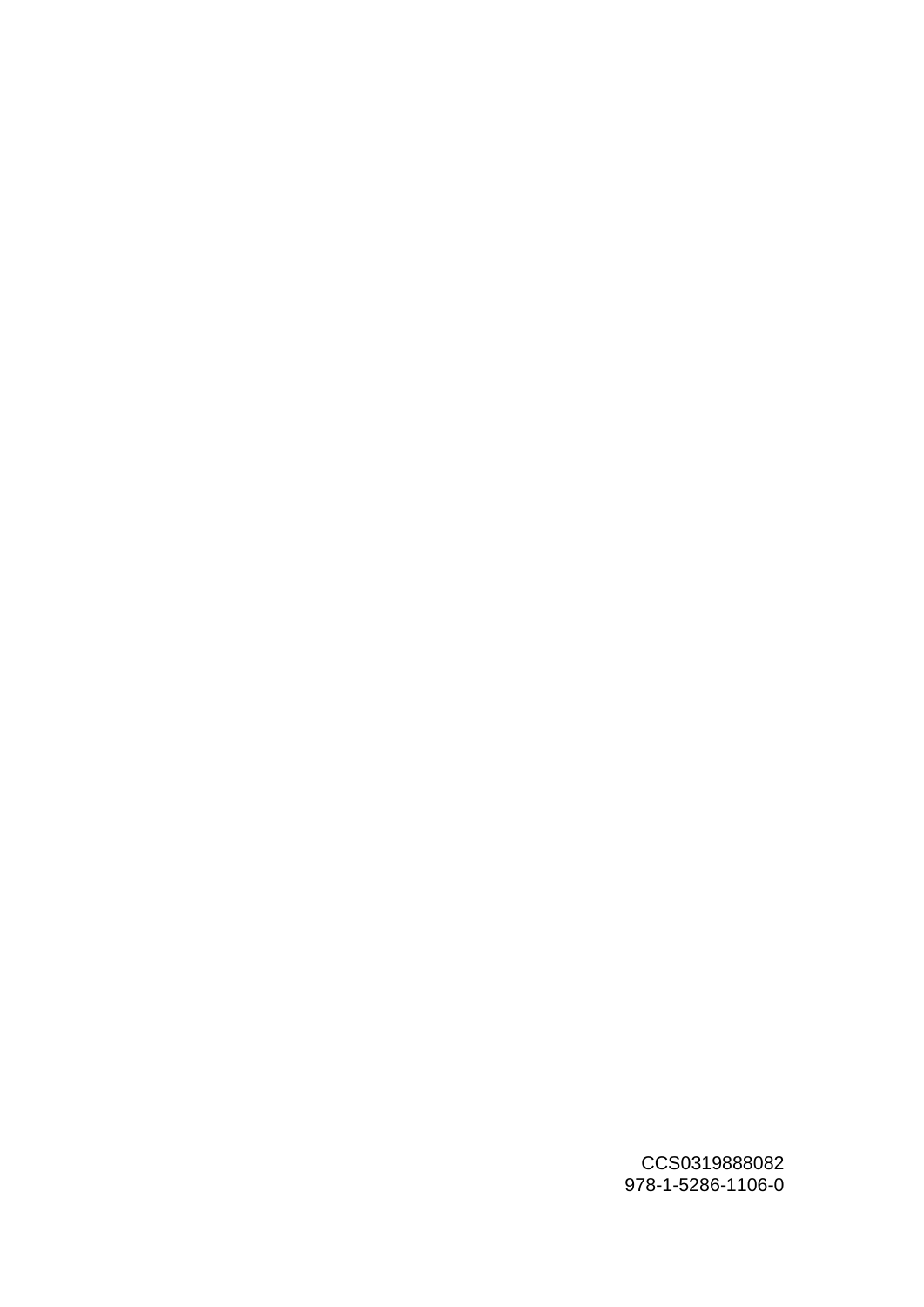CCS0319888082
978-1-5286-1106-0